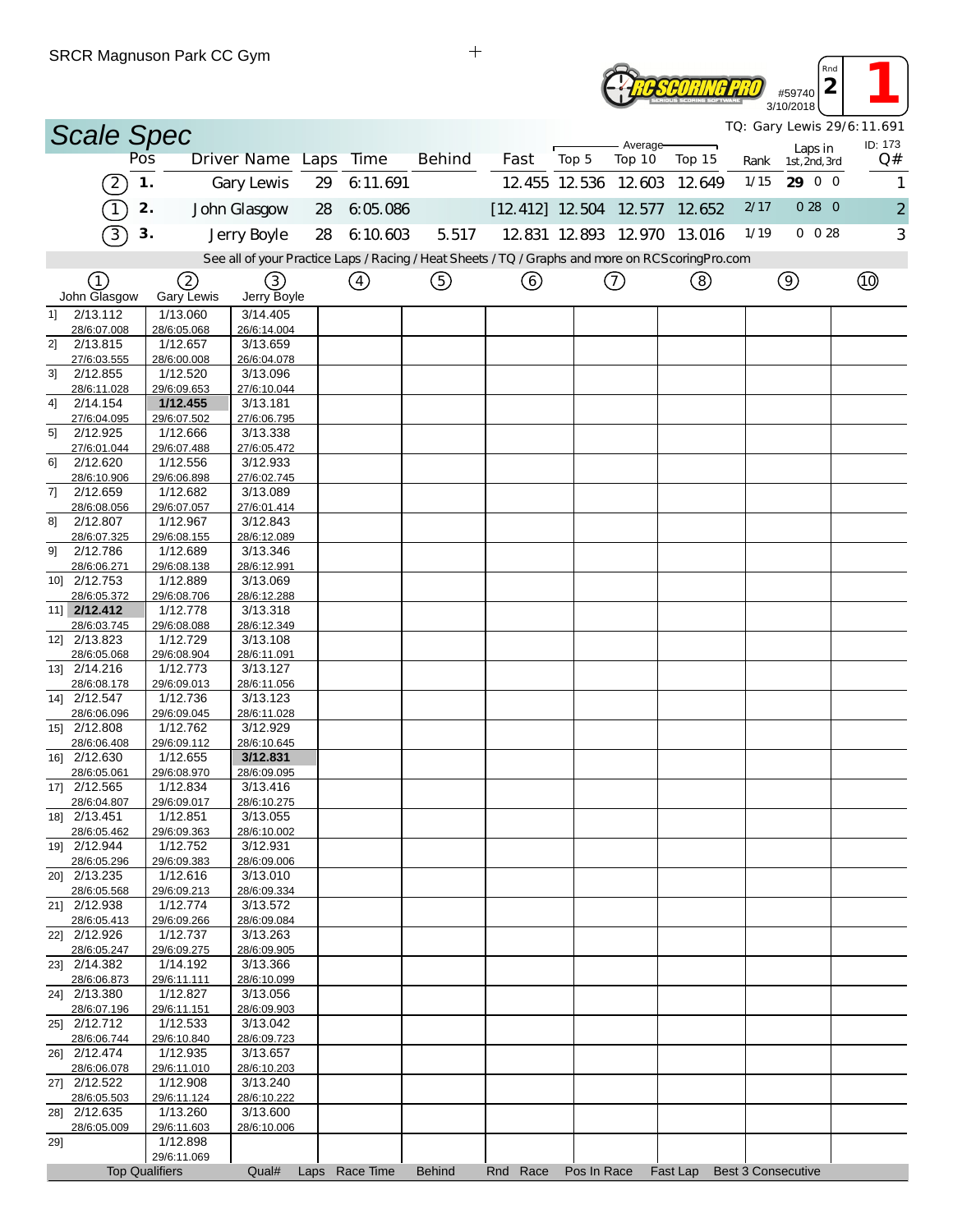SRCR Magnuson Park CC Gym

#59740 3/10/2018 Rnd 2 **1**

TQ: Gary Lewis 29/6:11.691

# Scale Spec

ID: 173

| | Pos | Driver Name | Laps | Time | Behind | Fast | Average Top 5 | Average Top 10 | Average Top 15 | Rank | Laps in 1st, 2nd, 3rd | Q# |
|---|---|---|---|---|---|---|---|---|---|---|---|---|
| (2) | 1. | Gary Lewis | 29 | 6:11.691 | | 12.455 | 12.536 | 12.603 | 12.649 | 1/15 | **29** 0 0 | 1 |
| (1) | 2. | John Glasgow | 28 | 6:05.086 | | [12.412] | 12.504 | 12.577 | 12.652 | 2/17 | 0 28 0 | 2 |
| (3) | 3. | Jerry Boyle | 28 | 6:10.603 | 5.517 | 12.831 | 12.893 | 12.970 | 13.016 | 1/19 | 0 0 28 | 3 |

See all of your Practice Laps / Racing / Heat Sheets / TQ / Graphs and more on RCScoringPro.com

| Lap | (1) John Glasgow | (2) Gary Lewis | (3) Jerry Boyle | (4) | (5) | (6) | (7) | (8) | (9) | (10) |
|---|---|---|---|---|---|---|---|---|---|---|
| 1] | 2/13.112 28/6:07.008 | 1/13.060 28/6:05.068 | 3/14.405 26/6:14.004 | | | | | | | |
| 2] | 2/13.815 27/6:03.555 | 1/12.657 28/6:00.008 | 3/13.659 26/6:04.078 | | | | | | | |
| 3] | 2/12.855 28/6:11.028 | 1/12.520 29/6:09.653 | 3/13.096 27/6:10.044 | | | | | | | |
| 4] | 2/14.154 27/6:04.095 | **1/12.455** 29/6:07.502 | 3/13.181 27/6:06.795 | | | | | | | |
| 5] | 2/12.925 27/6:01.044 | 1/12.666 29/6:07.488 | 3/13.338 27/6:05.472 | | | | | | | |
| 6] | 2/12.620 28/6:10.906 | 1/12.556 29/6:06.898 | 3/12.933 27/6:02.745 | | | | | | | |
| 7] | 2/12.659 28/6:08.056 | 1/12.682 29/6:07.057 | 3/13.089 27/6:01.414 | | | | | | | |
| 8] | 2/12.807 28/6:07.325 | 1/12.967 29/6:08.155 | 3/12.843 28/6:12.089 | | | | | | | |
| 9] | 2/12.786 28/6:06.271 | 1/12.689 29/6:08.138 | 3/13.346 28/6:12.991 | | | | | | | |
| 10] | 2/12.753 28/6:05.372 | 1/12.889 29/6:08.706 | 3/13.069 28/6:12.288 | | | | | | | |
| 11] | **2/12.412** 28/6:03.745 | 1/12.778 29/6:08.088 | 3/13.318 28/6:12.349 | | | | | | | |
| 12] | 2/13.823 28/6:05.068 | 1/12.729 29/6:08.904 | 3/13.108 28/6:11.091 | | | | | | | |
| 13] | 2/14.216 28/6:08.178 | 1/12.773 29/6:09.013 | 3/13.127 28/6:11.056 | | | | | | | |
| 14] | 2/12.547 28/6:06.096 | 1/12.736 29/6:09.045 | 3/13.123 28/6:11.028 | | | | | | | |
| 15] | 2/12.808 28/6:06.408 | 1/12.762 29/6:09.112 | 3/12.929 28/6:10.645 | | | | | | | |
| 16] | 2/12.630 28/6:05.061 | 1/12.655 29/6:08.970 | **3/12.831** 28/6:09.095 | | | | | | | |
| 17] | 2/12.565 28/6:04.807 | 1/12.834 29/6:09.017 | 3/13.416 28/6:10.275 | | | | | | | |
| 18] | 2/13.451 28/6:05.462 | 1/12.851 29/6:09.363 | 3/13.055 28/6:10.002 | | | | | | | |
| 19] | 2/12.944 28/6:05.296 | 1/12.752 29/6:09.383 | 3/12.931 28/6:09.006 | | | | | | | |
| 20] | 2/13.235 28/6:05.568 | 1/12.616 29/6:09.213 | 3/13.010 28/6:09.334 | | | | | | | |
| 21] | 2/12.938 28/6:05.413 | 1/12.774 29/6:09.266 | 3/13.572 28/6:09.084 | | | | | | | |
| 22] | 2/12.926 28/6:05.247 | 1/12.737 29/6:09.275 | 3/13.263 28/6:09.905 | | | | | | | |
| 23] | 2/14.382 28/6:06.873 | 1/14.192 29/6:11.111 | 3/13.366 28/6:10.099 | | | | | | | |
| 24] | 2/13.380 28/6:07.196 | 1/12.827 29/6:11.151 | 3/13.056 28/6:09.903 | | | | | | | |
| 25] | 2/12.712 28/6:06.744 | 1/12.533 29/6:10.840 | 3/13.042 28/6:09.723 | | | | | | | |
| 26] | 2/12.474 28/6:06.078 | 1/12.935 29/6:11.010 | 3/13.657 28/6:10.203 | | | | | | | |
| 27] | 2/12.522 28/6:05.503 | 1/12.908 29/6:11.124 | 3/13.240 28/6:10.222 | | | | | | | |
| 28] | 2/12.635 28/6:05.009 | 1/13.260 29/6:11.603 | 3/13.600 28/6:10.006 | | | | | | | |
| 29] | | 1/12.898 29/6:11.069 | | | | | | | | |

| Top Qualifiers | Qual# | Laps | Race Time | Behind | Rnd | Race | Pos In Race | Fast Lap | Best 3 Consecutive |
|---|---|---|---|---|---|---|---|---|---|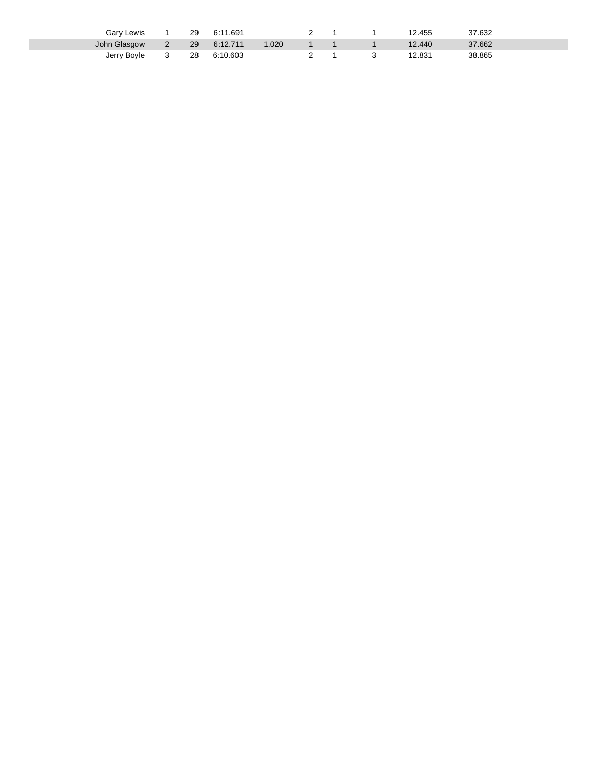| | | | | | | | | | |
|---|---|---|---|---|---|---|---|---|---|
| Gary Lewis | 1 | 29 | 6:11.691 | | 2 | 1 | 1 | 12.455 | 37.632 |
| John Glasgow | 2 | 29 | 6:12.711 | 1.020 | 1 | 1 | 1 | 12.440 | 37.662 |
| Jerry Boyle | 3 | 28 | 6:10.603 | | 2 | 1 | 3 | 12.831 | 38.865 |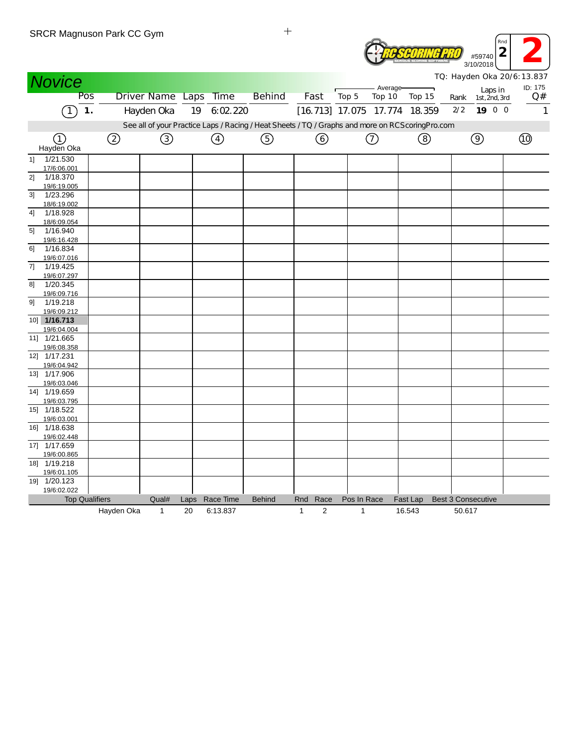SRCR Magnuson Park CC Gym

#59740
3/10/2018

Rnd 2

# 2

## Novice

TQ: Hayden Oka 20/6:13.837

| Pos | Driver Name | Laps | Time | Behind | Fast | Average Top 5 | Average Top 10 | Average Top 15 | Rank | Laps in 1st, 2nd, 3rd | ID: 175 Q# |
|---|---|---|---|---|---|---|---|---|---|---|---|
| (1) 1. | Hayden Oka | 19 | 6:02.220 | | [16.713] | 17.075 | 17.774 | 18.359 | 2/2 | 19 0 0 | 1 |

See all of your Practice Laps / Racing / Heat Sheets / TQ / Graphs and more on RCScoringPro.com

| | (1) Hayden Oka | (2) | (3) | (4) | (5) | (6) | (7) | (8) | (9) | (10) |
|---|---|---|---|---|---|---|---|---|---|---|
| 1] | 1/21.530 17/6:06.001 | | | | | | | | | |
| 2] | 1/18.370 19/6:19.005 | | | | | | | | | |
| 3] | 1/23.296 18/6:19.002 | | | | | | | | | |
| 4] | 1/18.928 18/6:09.054 | | | | | | | | | |
| 5] | 1/16.940 19/6:16.428 | | | | | | | | | |
| 6] | 1/16.834 19/6:07.016 | | | | | | | | | |
| 7] | 1/19.425 19/6:07.297 | | | | | | | | | |
| 8] | 1/20.345 19/6:09.716 | | | | | | | | | |
| 9] | 1/19.218 19/6:09.212 | | | | | | | | | |
| 10] | **1/16.713** 19/6:04.004 | | | | | | | | | |
| 11] | 1/21.665 19/6:08.358 | | | | | | | | | |
| 12] | 1/17.231 19/6:04.942 | | | | | | | | | |
| 13] | 1/17.906 19/6:03.046 | | | | | | | | | |
| 14] | 1/19.659 19/6:03.795 | | | | | | | | | |
| 15] | 1/18.522 19/6:03.001 | | | | | | | | | |
| 16] | 1/18.638 19/6:02.448 | | | | | | | | | |
| 17] | 1/17.659 19/6:00.865 | | | | | | | | | |
| 18] | 1/19.218 19/6:01.105 | | | | | | | | | |
| 19] | 1/20.123 19/6:02.022 | | | | | | | | | |

| Top Qualifiers | Qual# | Laps | Race Time | Behind | Rnd | Race | Pos In Race | Fast Lap | Best 3 Consecutive |
|---|---|---|---|---|---|---|---|---|---|
| Hayden Oka | 1 | 20 | 6:13.837 | | 1 | 2 | 1 | 16.543 | 50.617 |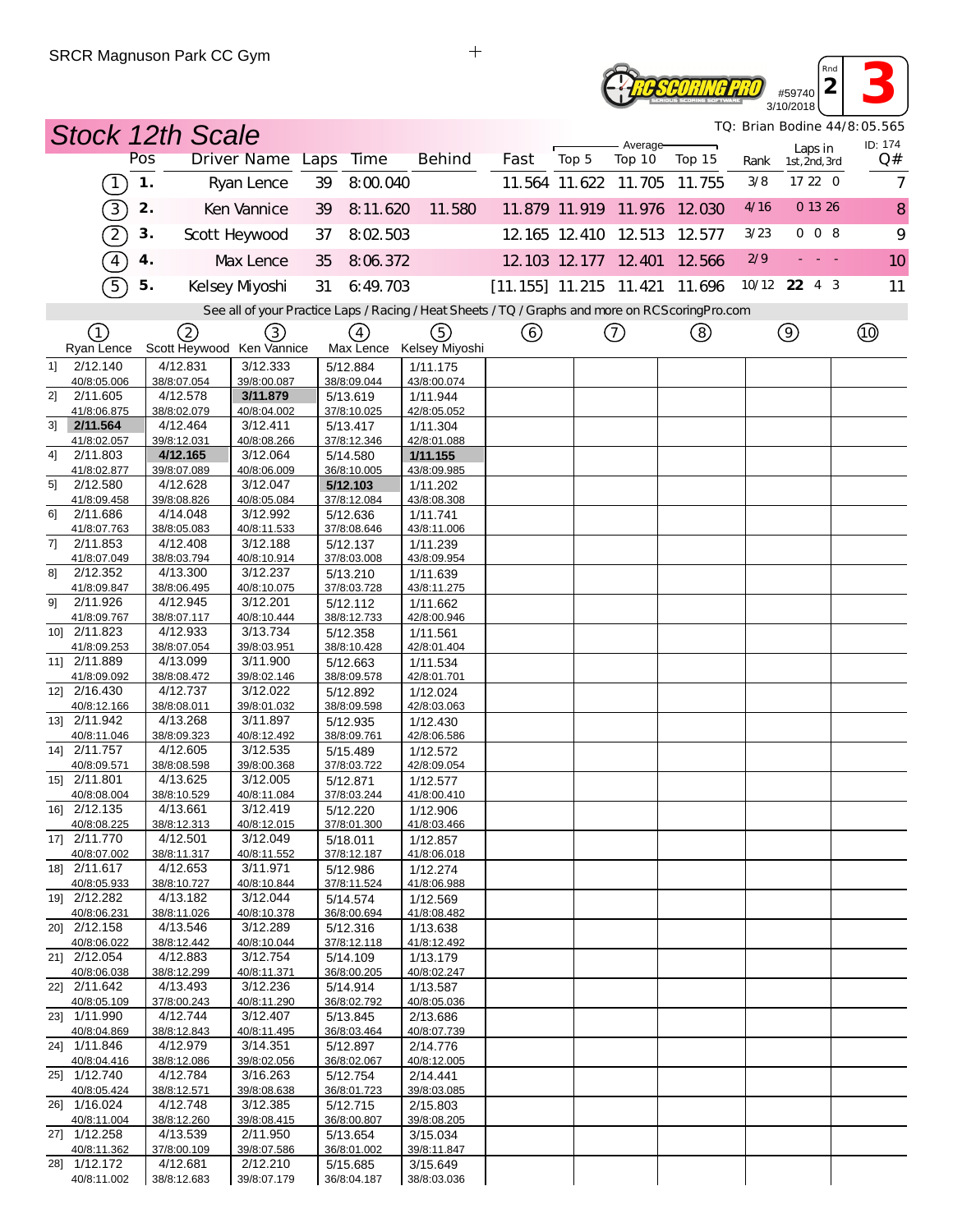SRCR Magnuson Park CC Gym

#59740 3/10/2018 Rnd 2 3

## Stock 12th Scale

TQ: Brian Bodine 44/8:05.565

| | Pos | Driver Name | Laps | Time | Behind | Fast | Average Top 5 | Average Top 10 | Average Top 15 | Rank | Laps in 1st, 2nd, 3rd | ID: 174 Q# |
|---|---|---|---|---|---|---|---|---|---|---|---|---|
| (1) | 1. | Ryan Lence | 39 | 8:00.040 | | 11.564 | 11.622 | 11.705 | 11.755 | 3/8 | 17 22 0 | 7 |
| (3) | 2. | Ken Vannice | 39 | 8:11.620 | 11.580 | 11.879 | 11.919 | 11.976 | 12.030 | 4/16 | 0 13 26 | 8 |
| (2) | 3. | Scott Heywood | 37 | 8:02.503 | | 12.165 | 12.410 | 12.513 | 12.577 | 3/23 | 0 0 8 | 9 |
| (4) | 4. | Max Lence | 35 | 8:06.372 | | 12.103 | 12.177 | 12.401 | 12.566 | 2/9 | - - - | 10 |
| (5) | 5. | Kelsey Miyoshi | 31 | 6:49.703 | | [11.155] | 11.215 | 11.421 | 11.696 | 10/12 | 22 4 3 | 11 |

See all of your Practice Laps / Racing / Heat Sheets / TQ / Graphs and more on RCScoringPro.com

| | (1) Ryan Lence | (2) Scott Heywood | (3) Ken Vannice | (4) Max Lence | (5) Kelsey Miyoshi | (6) | (7) | (8) | (9) | (10) |
|---|---|---|---|---|---|---|---|---|---|---|
| 1] | 2/12.140<br>40/8:05.006 | 4/12.831<br>38/8:07.054 | 3/12.333<br>39/8:00.087 | 5/12.884<br>38/8:09.044 | 1/11.175<br>43/8:00.074 | | | | | |
| 2] | 2/11.605<br>41/8:06.875 | 4/12.578<br>38/8:02.079 | **3/11.879**<br>40/8:04.002 | 5/13.619<br>37/8:10.025 | 1/11.944<br>42/8:05.052 | | | | | |
| 3] | **2/11.564**<br>41/8:02.057 | 4/12.464<br>39/8:12.031 | 3/12.411<br>40/8:08.266 | 5/13.417<br>37/8:12.346 | 1/11.304<br>42/8:01.088 | | | | | |
| 4] | 2/11.803<br>41/8:02.877 | **4/12.165**<br>39/8:07.089 | 3/12.064<br>40/8:06.009 | 5/14.580<br>36/8:10.005 | **1/11.155**<br>43/8:09.985 | | | | | |
| 5] | 2/12.580<br>41/8:09.458 | 4/12.628<br>39/8:08.826 | 3/12.047<br>40/8:05.084 | **5/12.103**<br>37/8:12.084 | 1/11.202<br>43/8:08.308 | | | | | |
| 6] | 2/11.686<br>41/8:07.763 | 4/14.048<br>38/8:05.083 | 3/12.992<br>40/8:11.533 | 5/12.636<br>37/8:08.646 | 1/11.741<br>43/8:11.006 | | | | | |
| 7] | 2/11.853<br>41/8:07.049 | 4/12.408<br>38/8:03.794 | 3/12.188<br>40/8:10.914 | 5/12.137<br>37/8:03.008 | 1/11.239<br>43/8:09.954 | | | | | |
| 8] | 2/12.352<br>41/8:09.847 | 4/13.300<br>38/8:06.495 | 3/12.237<br>40/8:10.075 | 5/13.210<br>37/8:03.728 | 1/11.639<br>43/8:11.275 | | | | | |
| 9] | 2/11.926<br>41/8:09.767 | 4/12.945<br>38/8:07.117 | 3/12.201<br>40/8:10.444 | 5/12.112<br>38/8:12.733 | 1/11.662<br>42/8:00.946 | | | | | |
| 10] | 2/11.823<br>41/8:09.253 | 4/12.933<br>38/8:07.054 | 3/13.734<br>39/8:03.951 | 5/12.358<br>38/8:10.428 | 1/11.561<br>42/8:01.404 | | | | | |
| 11] | 2/11.889<br>41/8:09.092 | 4/13.099<br>38/8:08.472 | 3/11.900<br>39/8:02.146 | 5/12.663<br>38/8:09.578 | 1/11.534<br>42/8:01.701 | | | | | |
| 12] | 2/16.430<br>40/8:12.166 | 4/12.737<br>38/8:08.011 | 3/12.022<br>39/8:01.032 | 5/12.892<br>38/8:09.598 | 1/12.024<br>42/8:03.063 | | | | | |
| 13] | 2/11.942<br>40/8:11.046 | 4/13.268<br>38/8:09.323 | 3/11.897<br>40/8:12.492 | 5/12.935<br>38/8:09.761 | 1/12.430<br>42/8:06.586 | | | | | |
| 14] | 2/11.757<br>40/8:09.571 | 4/12.605<br>38/8:08.598 | 3/12.535<br>39/8:00.368 | 5/15.489<br>37/8:03.722 | 1/12.572<br>42/8:09.054 | | | | | |
| 15] | 2/11.801<br>40/8:08.004 | 4/13.625<br>38/8:10.529 | 3/12.005<br>40/8:11.084 | 5/12.871<br>37/8:03.244 | 1/12.577<br>41/8:00.410 | | | | | |
| 16] | 2/12.135<br>40/8:08.225 | 4/13.661<br>38/8:12.313 | 3/12.419<br>40/8:12.015 | 5/12.220<br>37/8:01.300 | 1/12.906<br>41/8:03.466 | | | | | |
| 17] | 2/11.770<br>40/8:07.002 | 4/12.501<br>38/8:11.317 | 3/12.049<br>40/8:11.552 | 5/18.011<br>37/8:12.187 | 1/12.857<br>41/8:06.018 | | | | | |
| 18] | 2/11.617<br>40/8:05.933 | 4/12.653<br>38/8:10.727 | 3/11.971<br>40/8:10.844 | 5/12.986<br>37/8:11.524 | 1/12.274<br>41/8:06.988 | | | | | |
| 19] | 2/12.282<br>40/8:06.231 | 4/13.182<br>38/8:11.026 | 3/12.044<br>40/8:10.378 | 5/14.574<br>36/8:00.694 | 1/12.569<br>41/8:08.482 | | | | | |
| 20] | 2/12.158<br>40/8:06.022 | 4/13.546<br>38/8:12.442 | 3/12.289<br>40/8:10.044 | 5/12.316<br>37/8:12.118 | 1/13.638<br>41/8:12.492 | | | | | |
| 21] | 2/12.054<br>40/8:06.038 | 4/12.883<br>38/8:12.299 | 3/12.754<br>40/8:11.371 | 5/14.109<br>36/8:00.205 | 1/13.179<br>40/8:02.247 | | | | | |
| 22] | 2/11.642<br>40/8:05.109 | 4/13.493<br>37/8:00.243 | 3/12.236<br>40/8:11.290 | 5/14.914<br>36/8:02.792 | 1/13.587<br>40/8:05.036 | | | | | |
| 23] | 1/11.990<br>40/8:04.869 | 4/12.744<br>38/8:12.843 | 3/12.407<br>40/8:11.495 | 5/13.845<br>36/8:03.464 | 2/13.686<br>40/8:07.739 | | | | | |
| 24] | 1/11.846<br>40/8:04.416 | 4/12.979<br>38/8:12.086 | 3/14.351<br>39/8:02.056 | 5/12.897<br>36/8:02.067 | 2/14.776<br>40/8:12.005 | | | | | |
| 25] | 1/12.740<br>40/8:05.424 | 4/12.784<br>38/8:12.571 | 3/16.263<br>39/8:08.638 | 5/12.754<br>36/8:01.723 | 2/14.441<br>39/8:03.085 | | | | | |
| 26] | 1/16.024<br>40/8:11.004 | 4/12.748<br>38/8:12.260 | 3/12.385<br>39/8:08.415 | 5/12.715<br>36/8:00.807 | 2/15.803<br>39/8:08.205 | | | | | |
| 27] | 1/12.258<br>40/8:11.362 | 4/13.539<br>37/8:00.109 | 2/11.950<br>39/8:07.586 | 5/13.654<br>36/8:01.002 | 3/15.034<br>39/8:11.847 | | | | | |
| 28] | 1/12.172<br>40/8:11.002 | 4/12.681<br>38/8:12.683 | 2/12.210<br>39/8:07.179 | 5/15.685<br>36/8:04.187 | 3/15.649<br>38/8:03.036 | | | | | |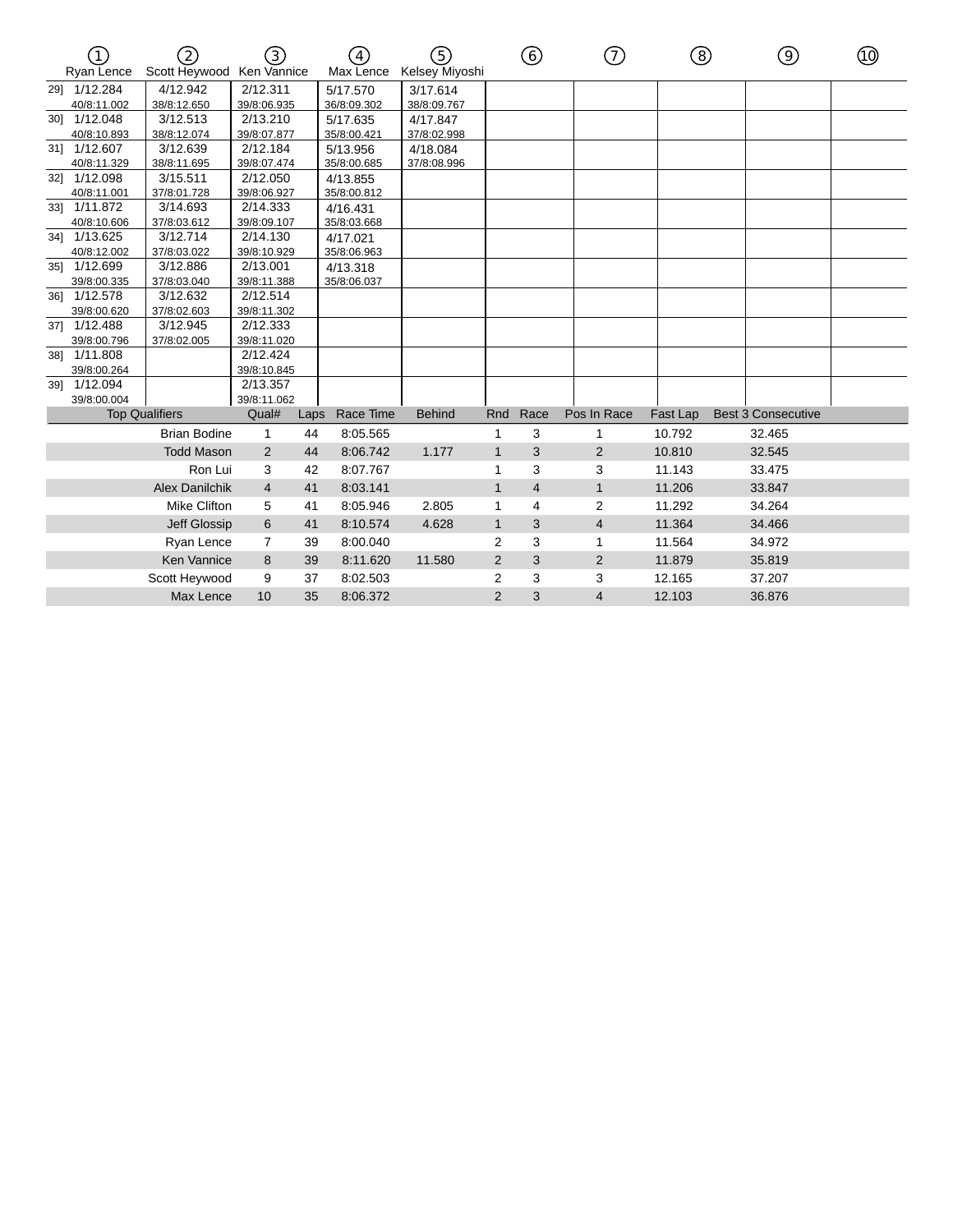| | ① Ryan Lence | ② Scott Heywood | ③ Ken Vannice | ④ Max Lence | ⑤ Kelsey Miyoshi | ⑥ | ⑦ | ⑧ | ⑨ | ⑩ |
|---|---|---|---|---|---|---|---|---|---|---|
| 29] | 1/12.284 40/8:11.002 | 4/12.942 38/8:12.650 | 2/12.311 39/8:06.935 | 5/17.570 36/8:09.302 | 3/17.614 38/8:09.767 | | | | | |
| 30] | 1/12.048 40/8:10.893 | 3/12.513 38/8:12.074 | 2/13.210 39/8:07.877 | 5/17.635 35/8:00.421 | 4/17.847 37/8:02.998 | | | | | |
| 31] | 1/12.607 40/8:11.329 | 3/12.639 38/8:11.695 | 2/12.184 39/8:07.474 | 5/13.956 35/8:00.685 | 4/18.084 37/8:08.996 | | | | | |
| 32] | 1/12.098 40/8:11.001 | 3/15.511 37/8:01.728 | 2/12.050 39/8:06.927 | 4/13.855 35/8:00.812 | | | | | | |
| 33] | 1/11.872 40/8:10.606 | 3/14.693 37/8:03.612 | 2/14.333 39/8:09.107 | 4/16.431 35/8:03.668 | | | | | | |
| 34] | 1/13.625 40/8:12.002 | 3/12.714 37/8:03.022 | 2/14.130 39/8:10.929 | 4/17.021 35/8:06.963 | | | | | | |
| 35] | 1/12.699 39/8:00.335 | 3/12.886 37/8:03.040 | 2/13.001 39/8:11.388 | 4/13.318 35/8:06.037 | | | | | | |
| 36] | 1/12.578 39/8:00.620 | 3/12.632 37/8:02.603 | 2/12.514 39/8:11.302 | | | | | | | |
| 37] | 1/12.488 39/8:00.796 | 3/12.945 37/8:02.005 | 2/12.333 39/8:11.020 | | | | | | | |
| 38] | 1/11.808 39/8:00.264 | | 2/12.424 39/8:10.845 | | | | | | | |
| 39] | 1/12.094 39/8:00.004 | | 2/13.357 39/8:11.062 | | | | | | | |

| Top Qualifiers | Qual# | Laps | Race Time | Behind | Rnd | Race | Pos In Race | Fast Lap | Best 3 Consecutive |
|---|---|---|---|---|---|---|---|---|---|
| Brian Bodine | 1 | 44 | 8:05.565 | | 1 | 3 | 1 | 10.792 | 32.465 |
| Todd Mason | 2 | 44 | 8:06.742 | 1.177 | 1 | 3 | 2 | 10.810 | 32.545 |
| Ron Lui | 3 | 42 | 8:07.767 | | 1 | 3 | 3 | 11.143 | 33.475 |
| Alex Danilchik | 4 | 41 | 8:03.141 | | 1 | 4 | 1 | 11.206 | 33.847 |
| Mike Clifton | 5 | 41 | 8:05.946 | 2.805 | 1 | 4 | 2 | 11.292 | 34.264 |
| Jeff Glossip | 6 | 41 | 8:10.574 | 4.628 | 1 | 3 | 4 | 11.364 | 34.466 |
| Ryan Lence | 7 | 39 | 8:00.040 | | 2 | 3 | 1 | 11.564 | 34.972 |
| Ken Vannice | 8 | 39 | 8:11.620 | 11.580 | 2 | 3 | 2 | 11.879 | 35.819 |
| Scott Heywood | 9 | 37 | 8:02.503 | | 2 | 3 | 3 | 12.165 | 37.207 |
| Max Lence | 10 | 35 | 8:06.372 | | 2 | 3 | 4 | 12.103 | 36.876 |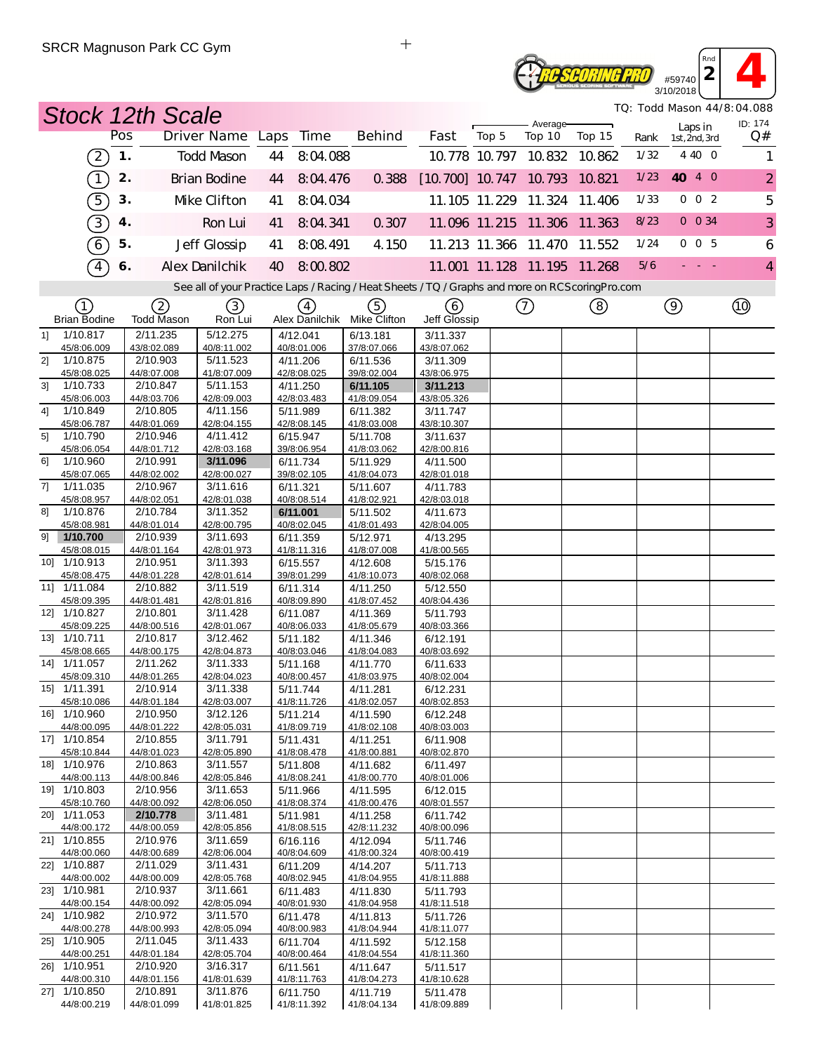SRCR Magnuson Park CC Gym

#59740 3/10/2018 Rnd 2 — 4

# Stock 12th Scale

TQ: Todd Mason 44/8:04.088

| | Pos | Driver Name | Laps | Time | Behind | Fast | Top 5 | Top 10 | Top 15 | Rank | Laps in 1st, 2nd, 3rd | Q# |
|---|---|---|---|---|---|---|---|---|---|---|---|---|
| (2) | 1. | Todd Mason | 44 | 8:04.088 | | 10.778 | 10.797 | 10.832 | 10.862 | 1/32 | 4 40 0 | 1 |
| (1) | 2. | Brian Bodine | 44 | 8:04.476 | 0.388 | [10.700] | 10.747 | 10.793 | 10.821 | 1/23 | 40 4 0 | 2 |
| (5) | 3. | Mike Clifton | 41 | 8:04.034 | | 11.105 | 11.229 | 11.324 | 11.406 | 1/33 | 0 0 2 | 5 |
| (3) | 4. | Ron Lui | 41 | 8:04.341 | 0.307 | 11.096 | 11.215 | 11.306 | 11.363 | 8/23 | 0 0 34 | 3 |
| (6) | 5. | Jeff Glossip | 41 | 8:08.491 | 4.150 | 11.213 | 11.366 | 11.470 | 11.552 | 1/24 | 0 0 5 | 6 |
| (4) | 6. | Alex Danilchik | 40 | 8:00.802 | | 11.001 | 11.128 | 11.195 | 11.268 | 5/6 | - - - | 4 |

See all of your Practice Laps / Racing / Heat Sheets / TQ / Graphs and more on RCScoringPro.com

| Lap | (1) Brian Bodine | (2) Todd Mason | (3) Ron Lui | (4) Alex Danilchik | (5) Mike Clifton | (6) Jeff Glossip | (7) | (8) | (9) | (10) |
|---|---|---|---|---|---|---|---|---|---|---|
| 1] | 1/10.817 45/8:06.009 | 2/11.235 43/8:02.089 | 5/12.275 40/8:11.002 | 4/12.041 40/8:01.006 | 6/13.181 37/8:07.066 | 3/11.337 43/8:07.062 | | | | |
| 2] | 1/10.875 45/8:08.025 | 2/10.903 44/8:07.008 | 5/11.523 41/8:07.009 | 4/11.206 42/8:08.025 | 6/11.536 39/8:02.004 | 3/11.309 43/8:06.975 | | | | |
| 3] | 1/10.733 45/8:06.003 | 2/10.847 44/8:03.706 | 5/11.153 42/8:09.003 | 4/11.250 42/8:03.483 | **6/11.105** 41/8:09.054 | **3/11.213** 43/8:05.326 | | | | |
| 4] | 1/10.849 45/8:06.787 | 2/10.805 44/8:01.069 | 4/11.156 42/8:04.155 | 5/11.989 42/8:08.145 | 6/11.382 41/8:03.008 | 3/11.747 43/8:10.307 | | | | |
| 5] | 1/10.790 45/8:06.054 | 2/10.946 44/8:01.712 | 4/11.412 42/8:03.168 | 6/15.947 39/8:06.954 | 5/11.708 41/8:03.062 | 3/11.637 42/8:00.816 | | | | |
| 6] | 1/10.960 45/8:07.065 | 2/10.991 44/8:02.002 | **3/11.096** 42/8:00.027 | 6/11.734 39/8:02.105 | 5/11.929 41/8:04.073 | 4/11.500 42/8:01.018 | | | | |
| 7] | 1/11.035 45/8:08.957 | 2/10.967 44/8:02.051 | 3/11.616 42/8:01.038 | 6/11.321 40/8:08.514 | 5/11.607 41/8:02.921 | 4/11.783 42/8:03.018 | | | | |
| 8] | 1/10.876 45/8:08.981 | 2/10.784 44/8:01.014 | 3/11.352 42/8:00.795 | **6/11.001** 40/8:02.045 | 5/11.502 41/8:01.493 | 4/11.673 42/8:04.005 | | | | |
| 9] | **1/10.700** 45/8:08.015 | 2/10.939 44/8:01.164 | 3/11.693 42/8:01.973 | 6/11.359 41/8:11.316 | 5/12.971 41/8:07.008 | 4/13.295 41/8:00.565 | | | | |
| 10] | 1/10.913 45/8:08.475 | 2/10.951 44/8:01.228 | 3/11.393 42/8:01.614 | 6/15.557 39/8:01.299 | 4/12.608 41/8:10.073 | 5/15.176 40/8:02.068 | | | | |
| 11] | 1/11.084 45/8:09.395 | 2/10.882 44/8:01.481 | 3/11.519 42/8:01.816 | 6/11.314 40/8:09.890 | 4/11.250 41/8:07.452 | 5/12.550 40/8:04.436 | | | | |
| 12] | 1/10.827 45/8:09.225 | 2/10.801 44/8:00.516 | 3/11.428 42/8:01.067 | 6/11.087 40/8:06.033 | 4/11.369 41/8:05.679 | 5/11.793 40/8:03.366 | | | | |
| 13] | 1/10.711 45/8:08.665 | 2/10.817 44/8:00.175 | 3/12.462 42/8:04.873 | 5/11.182 40/8:03.046 | 4/11.346 41/8:04.083 | 6/12.191 40/8:03.692 | | | | |
| 14] | 1/11.057 45/8:09.310 | 2/11.262 44/8:01.265 | 3/11.333 42/8:04.023 | 5/11.168 40/8:00.457 | 4/11.770 41/8:03.975 | 6/11.633 40/8:02.004 | | | | |
| 15] | 1/11.391 45/8:10.086 | 2/10.914 44/8:01.184 | 3/11.338 42/8:03.007 | 5/11.744 41/8:11.726 | 4/11.281 41/8:02.057 | 6/12.231 40/8:02.853 | | | | |
| 16] | 1/10.960 44/8:00.095 | 2/10.950 44/8:01.222 | 3/12.126 42/8:05.031 | 5/11.214 41/8:09.719 | 4/11.590 41/8:02.108 | 6/12.248 40/8:03.003 | | | | |
| 17] | 1/10.854 45/8:10.844 | 2/10.855 44/8:01.023 | 3/11.791 42/8:05.890 | 5/11.431 41/8:08.478 | 4/11.251 41/8:00.881 | 6/11.908 40/8:02.870 | | | | |
| 18] | 1/10.976 44/8:00.113 | 2/10.863 44/8:00.846 | 3/11.557 42/8:05.846 | 5/11.808 41/8:08.241 | 4/11.682 41/8:00.770 | 6/11.497 40/8:01.006 | | | | |
| 19] | 1/10.803 45/8:10.760 | 2/10.956 44/8:00.092 | 3/11.653 42/8:06.050 | 5/11.966 41/8:08.374 | 4/11.595 41/8:00.476 | 6/12.015 40/8:01.557 | | | | |
| 20] | 1/11.053 44/8:00.172 | **2/10.778** 44/8:00.059 | 3/11.481 42/8:05.856 | 5/11.981 41/8:08.515 | 4/11.258 42/8:11.232 | 6/11.742 40/8:00.096 | | | | |
| 21] | 1/10.855 44/8:00.060 | 2/10.976 44/8:00.689 | 3/11.659 42/8:06.004 | 6/16.116 40/8:04.609 | 4/12.094 41/8:00.324 | 5/11.746 40/8:00.419 | | | | |
| 22] | 1/10.887 44/8:00.002 | 2/11.029 44/8:00.009 | 3/11.431 42/8:05.768 | 6/11.209 40/8:02.945 | 4/14.207 41/8:04.955 | 5/11.713 41/8:11.888 | | | | |
| 23] | 1/10.981 44/8:00.154 | 2/10.937 44/8:00.092 | 3/11.661 42/8:05.094 | 6/11.483 40/8:01.930 | 4/11.830 41/8:04.958 | 5/11.793 41/8:11.518 | | | | |
| 24] | 1/10.982 44/8:00.278 | 2/10.972 44/8:00.993 | 3/11.570 42/8:05.094 | 6/11.478 40/8:00.983 | 4/11.813 41/8:04.944 | 5/11.726 41/8:11.077 | | | | |
| 25] | 1/10.905 44/8:00.251 | 2/11.045 44/8:01.184 | 3/11.433 42/8:05.704 | 6/11.704 40/8:00.464 | 4/11.592 41/8:04.554 | 5/12.158 41/8:11.360 | | | | |
| 26] | 1/10.951 44/8:00.310 | 2/10.920 44/8:01.156 | 3/16.317 41/8:01.639 | 6/11.561 41/8:11.763 | 4/11.647 41/8:04.273 | 5/11.517 41/8:10.628 | | | | |
| 27] | 1/10.850 44/8:00.219 | 2/10.891 44/8:01.099 | 3/11.876 41/8:01.825 | 6/11.750 41/8:11.392 | 4/11.719 41/8:04.134 | 5/11.478 41/8:09.889 | | | | |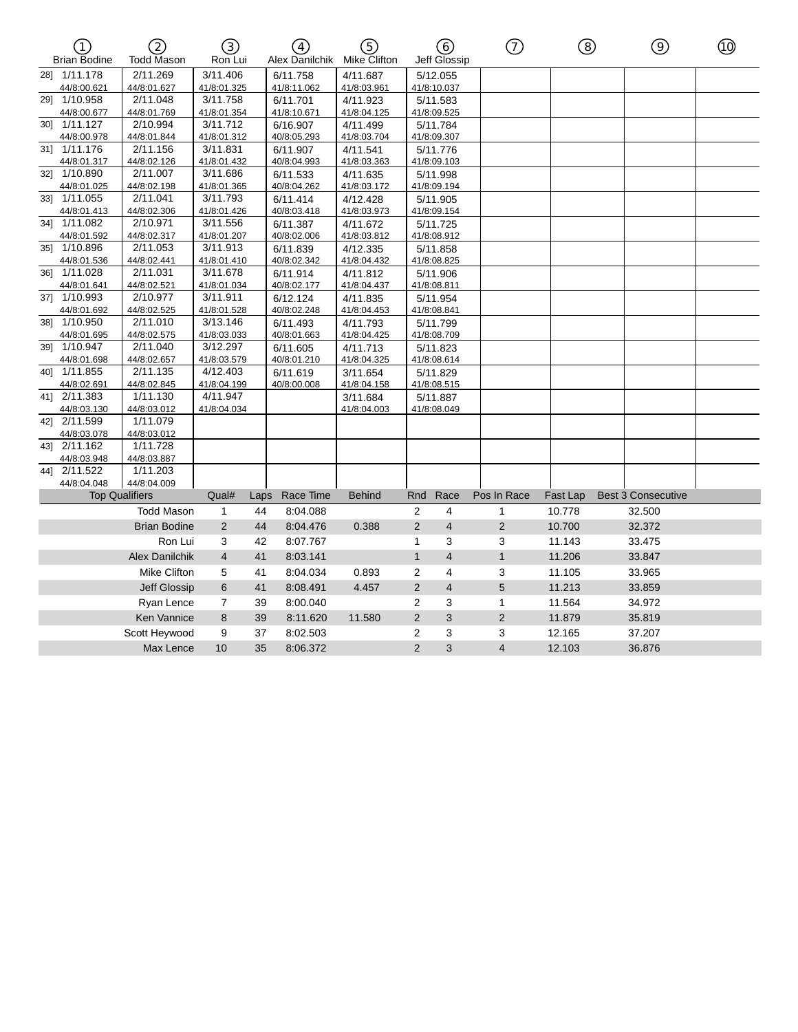| | ① Brian Bodine | ② Todd Mason | ③ Ron Lui | ④ Alex Danilchik | ⑤ Mike Clifton | ⑥ Jeff Glossip | ⑦ | ⑧ | ⑨ | ⑩ |
|---|---|---|---|---|---|---|---|---|---|---|
| 28] | 1/11.178 44/8:00.621 | 2/11.269 44/8:01.627 | 3/11.406 41/8:01.325 | 6/11.758 41/8:11.062 | 4/11.687 41/8:03.961 | 5/12.055 41/8:10.037 | | | | |
| 29] | 1/10.958 44/8:00.677 | 2/11.048 44/8:01.769 | 3/11.758 41/8:01.354 | 6/11.701 41/8:10.671 | 4/11.923 41/8:04.125 | 5/11.583 41/8:09.525 | | | | |
| 30] | 1/11.127 44/8:00.978 | 2/10.994 44/8:01.844 | 3/11.712 41/8:01.312 | 6/16.907 40/8:05.293 | 4/11.499 41/8:03.704 | 5/11.784 41/8:09.307 | | | | |
| 31] | 1/11.176 44/8:01.317 | 2/11.156 44/8:02.126 | 3/11.831 41/8:01.432 | 6/11.907 40/8:04.993 | 4/11.541 41/8:03.363 | 5/11.776 41/8:09.103 | | | | |
| 32] | 1/10.890 44/8:01.025 | 2/11.007 44/8:02.198 | 3/11.686 41/8:01.365 | 6/11.533 40/8:04.262 | 4/11.635 41/8:03.172 | 5/11.998 41/8:09.194 | | | | |
| 33] | 1/11.055 44/8:01.413 | 2/11.041 44/8:02.306 | 3/11.793 41/8:01.426 | 6/11.414 40/8:03.418 | 4/12.428 41/8:03.973 | 5/11.905 41/8:09.154 | | | | |
| 34] | 1/11.082 44/8:01.592 | 2/10.971 44/8:02.317 | 3/11.556 41/8:01.207 | 6/11.387 40/8:02.006 | 4/11.672 41/8:03.812 | 5/11.725 41/8:08.912 | | | | |
| 35] | 1/10.896 44/8:01.536 | 2/11.053 44/8:02.441 | 3/11.913 41/8:01.410 | 6/11.839 40/8:02.342 | 4/12.335 41/8:04.432 | 5/11.858 41/8:08.825 | | | | |
| 36] | 1/11.028 44/8:01.641 | 2/11.031 44/8:02.521 | 3/11.678 41/8:01.034 | 6/11.914 40/8:02.177 | 4/11.812 41/8:04.437 | 5/11.906 41/8:08.811 | | | | |
| 37] | 1/10.993 44/8:01.692 | 2/10.977 44/8:02.525 | 3/11.911 41/8:01.528 | 6/12.124 40/8:02.248 | 4/11.835 41/8:04.453 | 5/11.954 41/8:08.841 | | | | |
| 38] | 1/10.950 44/8:01.695 | 2/11.010 44/8:02.575 | 3/13.146 41/8:03.033 | 6/11.493 40/8:01.663 | 4/11.793 41/8:04.425 | 5/11.799 41/8:08.709 | | | | |
| 39] | 1/10.947 44/8:01.698 | 2/11.040 44/8:02.657 | 3/12.297 41/8:03.579 | 6/11.605 40/8:01.210 | 4/11.713 41/8:04.325 | 5/11.823 41/8:08.614 | | | | |
| 40] | 1/11.855 44/8:02.691 | 2/11.135 44/8:02.845 | 4/12.403 41/8:04.199 | 6/11.619 40/8:00.008 | 3/11.654 41/8:04.158 | 5/11.829 41/8:08.515 | | | | |
| 41] | 2/11.383 44/8:03.130 | 1/11.130 44/8:03.012 | 4/11.947 41/8:04.034 | | 3/11.684 41/8:04.003 | 5/11.887 41/8:08.049 | | | | |
| 42] | 2/11.599 44/8:03.078 | 1/11.079 44/8:03.012 | | | | | | | | |
| 43] | 2/11.162 44/8:03.948 | 1/11.728 44/8:03.887 | | | | | | | | |
| 44] | 2/11.522 44/8:04.048 | 1/11.203 44/8:04.009 | | | | | | | | |

| Top Qualifiers | Qual# | Laps | Race Time | Behind | Rnd | Race | Pos In Race | Fast Lap | Best 3 Consecutive |
|---|---|---|---|---|---|---|---|---|---|
| Todd Mason | 1 | 44 | 8:04.088 | | 2 | 4 | 1 | 10.778 | 32.500 |
| Brian Bodine | 2 | 44 | 8:04.476 | 0.388 | 2 | 4 | 2 | 10.700 | 32.372 |
| Ron Lui | 3 | 42 | 8:07.767 | | 1 | 3 | 3 | 11.143 | 33.475 |
| Alex Danilchik | 4 | 41 | 8:03.141 | | 1 | 4 | 1 | 11.206 | 33.847 |
| Mike Clifton | 5 | 41 | 8:04.034 | 0.893 | 2 | 4 | 3 | 11.105 | 33.965 |
| Jeff Glossip | 6 | 41 | 8:08.491 | 4.457 | 2 | 4 | 5 | 11.213 | 33.859 |
| Ryan Lence | 7 | 39 | 8:00.040 | | 2 | 3 | 1 | 11.564 | 34.972 |
| Ken Vannice | 8 | 39 | 8:11.620 | 11.580 | 2 | 3 | 2 | 11.879 | 35.819 |
| Scott Heywood | 9 | 37 | 8:02.503 | | 2 | 3 | 3 | 12.165 | 37.207 |
| Max Lence | 10 | 35 | 8:06.372 | | 2 | 3 | 4 | 12.103 | 36.876 |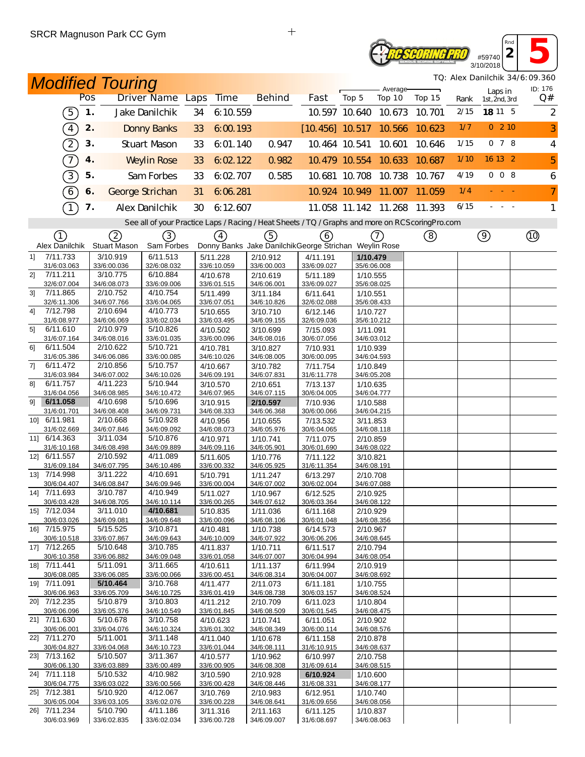SRCR Magnuson Park CC Gym

RC SCORING PRO #59740 3/10/2018 Rnd 2 5

# Modified Touring

TQ: Alex Danilchik 34/6:09.360

| | Pos | Driver Name | Laps | Time | Behind | Fast | Average Top 5 | Average Top 10 | Average Top 15 | Rank | Laps in 1st, 2nd, 3rd | ID: 176 Q# |
|---|---|---|---|---|---|---|---|---|---|---|---|---|
| 5 | 1. | Jake Danilchik | 34 | 6:10.559 | | 10.597 | 10.640 | 10.673 | 10.701 | 2/15 | **18** 11 5 | 2 |
| 4 | 2. | Donny Banks | 33 | 6:00.193 | | [10.456] | 10.517 | 10.566 | 10.623 | 1/7 | 0 2 10 | 3 |
| 2 | 3. | Stuart Mason | 33 | 6:01.140 | 0.947 | 10.464 | 10.541 | 10.601 | 10.646 | 1/15 | 0 7 8 | 4 |
| 7 | 4. | Weylin Rose | 33 | 6:02.122 | 0.982 | 10.479 | 10.554 | 10.633 | 10.687 | 1/10 | 16 13 2 | 5 |
| 3 | 5. | Sam Forbes | 33 | 6:02.707 | 0.585 | 10.681 | 10.708 | 10.738 | 10.767 | 4/19 | 0 0 8 | 6 |
| 6 | 6. | George Strichan | 31 | 6:06.281 | | 10.924 | 10.949 | 11.007 | 11.059 | 1/4 | - - - | 7 |
| 1 | 7. | Alex Danilchik | 30 | 6:12.607 | | 11.058 | 11.142 | 11.268 | 11.393 | 6/15 | - - - | 1 |

See all of your Practice Laps / Racing / Heat Sheets / TQ / Graphs and more on RCScoringPro.com

| | 1 Alex Danilchik | 2 Stuart Mason | 3 Sam Forbes | 4 Donny Banks | 5 Jake Danilchik | 6 George Strichan | 7 Weylin Rose | 8 | 9 | 10 |
|---|---|---|---|---|---|---|---|---|---|---|
| 1] | 7/11.733 31/6:03.063 | 3/10.919 33/6:00.036 | 6/11.513 32/6:08.032 | 5/11.228 33/6:10.059 | 2/10.912 33/6:00.003 | 4/11.191 33/6:09.027 | **1/10.479** 35/6:06.008 | | | |
| 2] | 7/11.211 32/6:07.004 | 3/10.775 34/6:08.073 | 6/10.884 33/6:09.006 | 4/10.678 33/6:01.515 | 2/10.619 34/6:06.001 | 5/11.189 33/6:09.027 | 1/10.555 35/6:08.025 | | | |
| 3] | 7/11.865 32/6:11.306 | 2/10.752 34/6:07.766 | 4/10.754 33/6:04.065 | 5/11.499 33/6:07.051 | 3/11.184 34/6:10.826 | 6/11.641 32/6:02.088 | 1/10.551 35/6:08.433 | | | |
| 4] | 7/12.798 31/6:08.977 | 2/10.694 34/6:06.069 | 4/10.773 33/6:02.034 | 5/10.655 33/6:03.495 | 3/10.710 34/6:09.155 | 6/12.146 32/6:09.036 | 1/10.727 35/6:10.212 | | | |
| 5] | 6/11.610 31/6:07.164 | 2/10.979 34/6:08.016 | 5/10.826 33/6:01.035 | 4/10.502 33/6:00.096 | 3/10.699 34/6:08.016 | 7/15.093 30/6:07.056 | 1/11.091 34/6:03.012 | | | |
| 6] | 6/11.504 31/6:05.386 | 2/10.622 34/6:06.086 | 5/10.721 33/6:00.085 | 4/10.781 34/6:10.026 | 3/10.827 34/6:08.005 | 7/10.931 30/6:00.095 | 1/10.939 34/6:04.593 | | | |
| 7] | 6/11.472 31/6:03.984 | 2/10.856 34/6:07.002 | 5/10.757 34/6:10.026 | 4/10.667 34/6:09.191 | 3/10.782 34/6:07.831 | 7/11.754 31/6:11.778 | 1/10.849 34/6:05.208 | | | |
| 8] | 6/11.757 31/6:04.056 | 4/11.223 34/6:08.985 | 5/10.944 34/6:10.472 | 3/10.570 34/6:07.965 | 2/10.651 34/6:07.115 | 7/13.137 30/6:04.005 | 1/10.635 34/6:04.777 | | | |
| 9] | **6/11.058** 31/6:01.701 | 4/10.698 34/6:08.408 | 5/10.696 34/6:09.731 | 3/10.915 34/6:08.333 | **2/10.597** 34/6:06.368 | 7/10.936 30/6:00.066 | 1/10.588 34/6:04.215 | | | |
| 10] | 6/11.981 31/6:02.669 | 2/10.668 34/6:07.846 | 5/10.928 34/6:09.092 | 4/10.956 34/6:08.073 | 1/10.655 34/6:05.976 | 7/13.532 30/6:04.065 | 3/11.853 34/6:08.118 | | | |
| 11] | 6/14.363 31/6:10.168 | 3/11.034 34/6:08.498 | 5/10.876 34/6:09.889 | 4/10.971 34/6:09.116 | 1/10.741 34/6:05.901 | 7/11.075 30/6:01.690 | 2/10.859 34/6:08.022 | | | |
| 12] | 6/11.557 31/6:09.184 | 2/10.592 34/6:07.795 | 4/11.089 34/6:10.486 | 5/11.605 33/6:00.332 | 1/10.776 34/6:05.925 | 7/11.122 31/6:11.354 | 3/10.821 34/6:08.191 | | | |
| 13] | 7/14.998 30/6:04.407 | 3/11.222 34/6:08.847 | 4/10.691 34/6:09.946 | 5/10.791 33/6:00.004 | 1/11.247 34/6:07.002 | 6/13.297 30/6:02.004 | 2/10.708 34/6:07.088 | | | |
| 14] | 7/11.693 30/6:03.428 | 3/10.787 34/6:08.705 | 4/10.949 34/6:10.114 | 5/11.027 33/6:00.265 | 1/10.967 34/6:07.612 | 6/12.525 30/6:03.364 | 2/10.925 34/6:08.122 | | | |
| 15] | 7/12.034 30/6:03.026 | 3/11.010 34/6:09.081 | **4/10.681** 34/6:09.648 | 5/10.835 33/6:00.096 | 1/11.036 34/6:08.106 | 6/11.168 30/6:01.048 | 2/10.929 34/6:08.356 | | | |
| 16] | 7/15.975 30/6:10.518 | 5/15.525 33/6:07.867 | 3/10.871 34/6:09.643 | 4/10.481 34/6:10.009 | 1/10.738 34/6:07.922 | 6/14.573 30/6:06.206 | 2/10.967 34/6:08.645 | | | |
| 17] | 7/12.265 30/6:10.358 | 5/10.648 33/6:06.882 | 3/10.785 34/6:09.048 | 4/11.837 33/6:01.058 | 1/10.711 34/6:07.007 | 6/11.517 30/6:04.994 | 2/10.794 34/6:08.054 | | | |
| 18] | 7/11.441 30/6:08.085 | 5/11.091 33/6:06.085 | 3/11.665 33/6:00.066 | 4/10.611 33/6:00.451 | 1/11.137 34/6:08.314 | 6/11.994 30/6:04.007 | 2/10.919 34/6:08.692 | | | |
| 19] | 7/11.091 30/6:06.963 | **5/10.464** 33/6:05.709 | 3/10.768 34/6:10.725 | 4/11.477 33/6:01.419 | 2/11.073 34/6:08.738 | 6/11.181 30/6:03.157 | 1/10.755 34/6:08.524 | | | |
| 20] | 7/12.235 30/6:06.096 | 5/10.879 33/6:05.376 | 3/10.803 34/6:10.549 | 4/11.212 33/6:01.845 | 2/10.709 34/6:08.509 | 6/11.023 30/6:01.545 | 1/10.804 34/6:08.475 | | | |
| 21] | 7/11.630 30/6:06.001 | 5/10.678 33/6:04.076 | 3/10.758 34/6:10.324 | 4/10.623 33/6:01.302 | 1/10.741 34/6:08.349 | 6/11.051 30/6:00.114 | 2/10.902 34/6:08.576 | | | |
| 22] | 7/11.270 30/6:04.827 | 5/11.001 33/6:04.068 | 3/11.148 34/6:10.723 | 4/11.040 33/6:01.044 | 1/10.678 34/6:08.111 | 6/11.158 31/6:10.915 | 2/10.878 34/6:08.637 | | | |
| 23] | 7/13.162 30/6:06.130 | 5/10.507 33/6:03.889 | 3/11.367 33/6:00.489 | 4/10.577 33/6:00.905 | 1/10.962 34/6:08.308 | 6/10.997 31/6:09.614 | 2/10.758 34/6:08.515 | | | |
| 24] | 7/11.118 30/6:04.775 | 5/10.532 33/6:03.022 | 4/10.982 33/6:00.566 | 3/10.590 33/6:00.428 | 2/10.928 34/6:08.446 | **6/10.924** 31/6:08.331 | 1/10.600 34/6:08.177 | | | |
| 25] | 7/12.381 30/6:05.004 | 5/10.920 33/6:03.105 | 4/12.067 33/6:02.076 | 3/10.769 33/6:00.228 | 2/10.983 34/6:08.641 | 6/12.951 31/6:09.656 | 1/10.740 34/6:08.056 | | | |
| 26] | 7/11.234 30/6:03.969 | 5/10.790 33/6:02.835 | 4/11.186 33/6:02.034 | 3/11.316 33/6:00.728 | 2/11.163 34/6:09.007 | 6/11.125 31/6:08.697 | 1/10.837 34/6:08.063 | | | |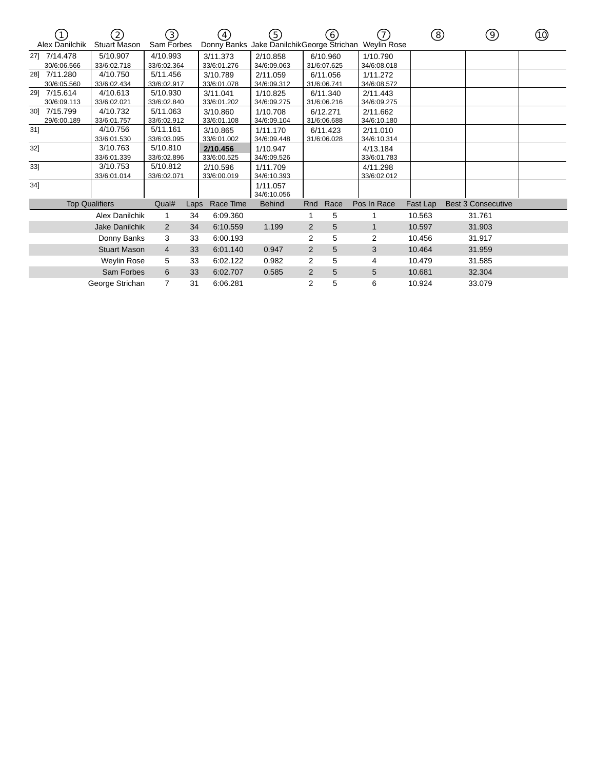| | ① Alex Danilchik | ② Stuart Mason | ③ Sam Forbes | ④ Donny Banks | ⑤ Jake Danilchik | ⑥ George Strichan | ⑦ Weylin Rose | ⑧ | ⑨ | ⑩ |
|---|---|---|---|---|---|---|---|---|---|---|
| 27] | 7/14.478 30/6:06.566 | 5/10.907 33/6:02.718 | 4/10.993 33/6:02.364 | 3/11.373 33/6:01.276 | 2/10.858 34/6:09.063 | 6/10.960 31/6:07.625 | 1/10.790 34/6:08.018 | | | |
| 28] | 7/11.280 30/6:05.560 | 4/10.750 33/6:02.434 | 5/11.456 33/6:02.917 | 3/10.789 33/6:01.078 | 2/11.059 34/6:09.312 | 6/11.056 31/6:06.741 | 1/11.272 34/6:08.572 | | | |
| 29] | 7/15.614 30/6:09.113 | 4/10.613 33/6:02.021 | 5/10.930 33/6:02.840 | 3/11.041 33/6:01.202 | 1/10.825 34/6:09.275 | 6/11.340 31/6:06.216 | 2/11.443 34/6:09.275 | | | |
| 30] | 7/15.799 29/6:00.189 | 4/10.732 33/6:01.757 | 5/11.063 33/6:02.912 | 3/10.860 33/6:01.108 | 1/10.708 34/6:09.104 | 6/12.271 31/6:06.688 | 2/11.662 34/6:10.180 | | | |
| 31] | | 4/10.756 33/6:01.530 | 5/11.161 33/6:03.095 | 3/10.865 33/6:01.002 | 1/11.170 34/6:09.448 | 6/11.423 31/6:06.028 | 2/11.010 34/6:10.314 | | | |
| 32] | | 3/10.763 33/6:01.339 | 5/10.810 33/6:02.896 | **2/10.456** 33/6:00.525 | 1/10.947 34/6:09.526 | | 4/13.184 33/6:01.783 | | | |
| 33] | | 3/10.753 33/6:01.014 | 5/10.812 33/6:02.071 | 2/10.596 33/6:00.019 | 1/11.709 34/6:10.393 | | 4/11.298 33/6:02.012 | | | |
| 34] | | | | | 1/11.057 34/6:10.056 | | | | | |

| Top Qualifiers | Qual# | Laps | Race Time | Behind | Rnd | Race | Pos In Race | Fast Lap | Best 3 Consecutive |
|---|---|---|---|---|---|---|---|---|---|
| Alex Danilchik | 1 | 34 | 6:09.360 | | 1 | 5 | 1 | 10.563 | 31.761 |
| Jake Danilchik | 2 | 34 | 6:10.559 | 1.199 | 2 | 5 | 1 | 10.597 | 31.903 |
| Donny Banks | 3 | 33 | 6:00.193 | | 2 | 5 | 2 | 10.456 | 31.917 |
| Stuart Mason | 4 | 33 | 6:01.140 | 0.947 | 2 | 5 | 3 | 10.464 | 31.959 |
| Weylin Rose | 5 | 33 | 6:02.122 | 0.982 | 2 | 5 | 4 | 10.479 | 31.585 |
| Sam Forbes | 6 | 33 | 6:02.707 | 0.585 | 2 | 5 | 5 | 10.681 | 32.304 |
| George Strichan | 7 | 31 | 6:06.281 | | 2 | 5 | 6 | 10.924 | 33.079 |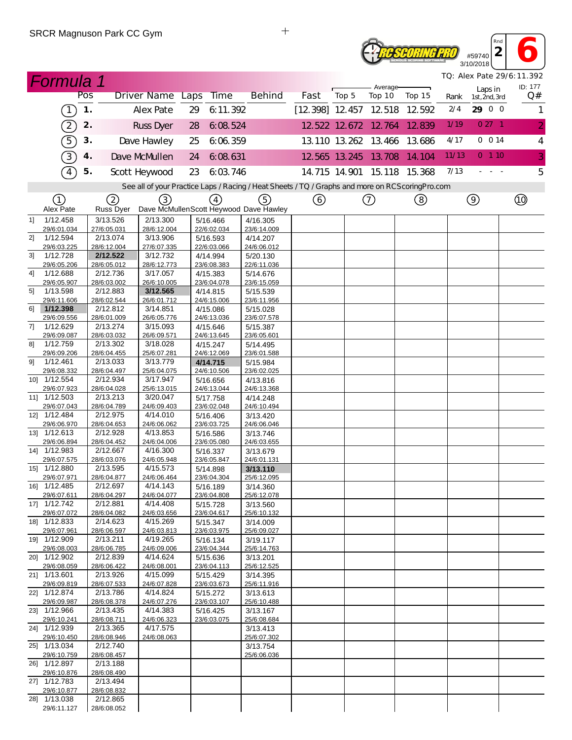SRCR Magnuson Park CC Gym

#59740 3/10/2018 Rnd 2 — 6

TQ: Alex Pate 29/6:11.392

ID: 177

## Formula 1

| | Pos | Driver Name | Laps | Time | Behind | Fast | Average Top 5 | Average Top 10 | Average Top 15 | Rank | Laps in 1st, 2nd, 3rd | Q# |
|---|---|---|---|---|---|---|---|---|---|---|---|---|
| (1) | 1. | Alex Pate | 29 | 6:11.392 | | [12.398] | 12.457 | 12.518 | 12.592 | 2/4 | **29** 0 0 | 1 |
| (2) | 2. | Russ Dyer | 28 | 6:08.524 | | 12.522 | 12.672 | 12.764 | 12.839 | 1/19 | 0 27 1 | 2 |
| (5) | 3. | Dave Hawley | 25 | 6:06.359 | | 13.110 | 13.262 | 13.466 | 13.686 | 4/17 | 0 0 14 | 4 |
| (3) | 4. | Dave McMullen | 24 | 6:08.631 | | 12.565 | 13.245 | 13.708 | 14.104 | 11/13 | 0 1 10 | 3 |
| (4) | 5. | Scott Heywood | 23 | 6:03.746 | | 14.715 | 14.901 | 15.118 | 15.368 | 7/13 | - - - | 5 |

See all of your Practice Laps / Racing / Heat Sheets / TQ / Graphs and more on RCScoringPro.com

| | (1) Alex Pate | (2) Russ Dyer | (3) Dave McMullen | (4) Scott Heywood | (5) Dave Hawley | (6) | (7) | (8) | (9) | (10) |
|---|---|---|---|---|---|---|---|---|---|---|
| 1] | 1/12.458 29/6:01.034 | 3/13.526 27/6:05.031 | 2/13.300 28/6:12.004 | 5/16.466 22/6:02.034 | 4/16.305 23/6:14.009 | | | | | |
| 2] | 1/12.594 29/6:03.225 | 2/13.074 28/6:12.004 | 3/13.906 27/6:07.335 | 5/16.593 22/6:03.066 | 4/14.207 24/6:06.012 | | | | | |
| 3] | 1/12.728 29/6:05.206 | **2/12.522** 28/6:05.012 | 3/12.732 28/6:12.773 | 4/14.994 23/6:08.383 | 5/20.130 22/6:11.036 | | | | | |
| 4] | 1/12.688 29/6:05.907 | 2/12.736 28/6:03.002 | 3/17.057 26/6:10.005 | 4/15.383 23/6:04.078 | 5/14.676 23/6:15.059 | | | | | |
| 5] | 1/13.598 29/6:11.606 | 2/12.883 28/6:02.544 | **3/12.565** 26/6:01.712 | 4/14.815 24/6:15.006 | 5/15.539 23/6:11.956 | | | | | |
| 6] | **1/12.398** 29/6:09.556 | 2/12.812 28/6:01.009 | 3/14.851 26/6:05.776 | 4/15.086 24/6:13.036 | 5/15.028 23/6:07.578 | | | | | |
| 7] | 1/12.629 29/6:09.087 | 2/13.274 28/6:03.032 | 3/15.093 26/6:09.571 | 4/15.646 24/6:13.645 | 5/15.387 23/6:05.601 | | | | | |
| 8] | 1/12.759 29/6:09.206 | 2/13.302 28/6:04.455 | 3/18.028 25/6:07.281 | 4/15.247 24/6:12.069 | 5/14.495 23/6:01.588 | | | | | |
| 9] | 1/12.461 29/6:08.332 | 2/13.033 28/6:04.497 | 3/13.779 25/6:04.075 | **4/14.715** 24/6:10.506 | 5/15.984 23/6:02.025 | | | | | |
| 10] | 1/12.554 29/6:07.923 | 2/12.934 28/6:04.028 | 3/17.947 25/6:13.015 | 5/16.656 24/6:13.044 | 4/13.816 24/6:13.368 | | | | | |
| 11] | 1/12.503 29/6:07.043 | 2/13.213 28/6:04.789 | 3/20.047 24/6:09.403 | 5/17.758 23/6:02.048 | 4/14.248 24/6:10.494 | | | | | |
| 12] | 1/12.484 29/6:06.970 | 2/12.975 28/6:04.653 | 4/14.010 24/6:06.062 | 5/16.406 23/6:03.725 | 3/13.420 24/6:06.046 | | | | | |
| 13] | 1/12.613 29/6:06.894 | 2/12.928 28/6:04.452 | 4/13.853 24/6:04.006 | 5/16.586 23/6:05.080 | 3/13.746 24/6:03.655 | | | | | |
| 14] | 1/12.983 29/6:07.575 | 2/12.667 28/6:03.076 | 4/16.300 24/6:05.948 | 5/16.337 23/6:05.847 | 3/13.679 24/6:01.131 | | | | | |
| 15] | 1/12.880 29/6:07.971 | 2/13.595 28/6:04.877 | 4/15.573 24/6:06.464 | 5/14.898 23/6:04.304 | **3/13.110** 25/6:12.095 | | | | | |
| 16] | 1/12.485 29/6:07.611 | 2/12.697 28/6:04.297 | 4/14.143 24/6:04.077 | 5/16.189 23/6:04.808 | 3/14.360 25/6:12.078 | | | | | |
| 17] | 1/12.742 29/6:07.072 | 2/12.881 28/6:04.082 | 4/14.408 24/6:03.656 | 5/15.728 23/6:04.617 | 3/13.560 25/6:10.132 | | | | | |
| 18] | 1/12.833 29/6:07.961 | 2/14.623 28/6:06.597 | 4/15.269 24/6:03.813 | 5/15.347 23/6:03.975 | 3/14.009 25/6:09.027 | | | | | |
| 19] | 1/12.909 29/6:08.003 | 2/13.211 28/6:06.785 | 4/19.265 24/6:09.006 | 5/16.134 23/6:04.344 | 3/19.117 25/6:14.763 | | | | | |
| 20] | 1/12.902 29/6:08.059 | 2/12.839 28/6:06.422 | 4/14.624 24/6:08.001 | 5/15.636 23/6:04.113 | 3/13.201 25/6:12.525 | | | | | |
| 21] | 1/13.601 29/6:09.819 | 2/13.926 28/6:07.533 | 4/15.099 24/6:07.828 | 5/15.429 23/6:03.673 | 3/14.395 25/6:11.916 | | | | | |
| 22] | 1/12.874 29/6:09.987 | 2/13.786 28/6:08.378 | 4/14.824 24/6:07.276 | 5/15.272 23/6:03.107 | 3/13.613 25/6:10.488 | | | | | |
| 23] | 1/12.966 29/6:10.241 | 2/13.435 28/6:08.711 | 4/14.383 24/6:06.323 | 5/16.425 23/6:03.075 | 3/13.167 25/6:08.684 | | | | | |
| 24] | 1/12.939 29/6:10.450 | 2/13.365 28/6:08.946 | 4/17.575 24/6:08.063 | | 3/13.413 25/6:07.302 | | | | | |
| 25] | 1/13.034 29/6:10.759 | 2/12.740 28/6:08.457 | | | 3/13.754 25/6:06.036 | | | | | |
| 26] | 1/12.897 29/6:10.876 | 2/13.188 28/6:08.490 | | | | | | | | |
| 27] | 1/12.783 29/6:10.877 | 2/13.494 28/6:08.832 | | | | | | | | |
| 28] | 1/13.038 29/6:11.127 | 2/12.865 28/6:08.052 | | | | | | | | |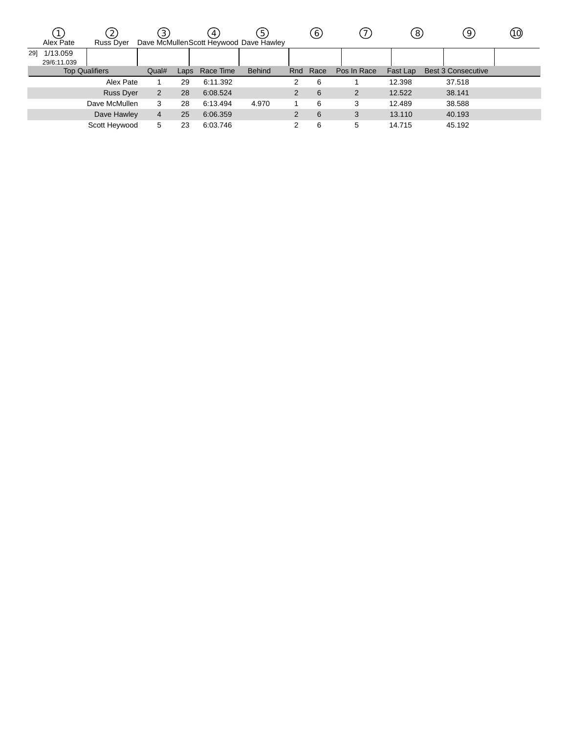| ① Alex Pate | ② Russ Dyer | ③ Dave McMullen | ④ Scott Heywood | ⑤ Dave Hawley | ⑥ | ⑦ | ⑧ | ⑨ | ⑩ |
|---|---|---|---|---|---|---|---|---|---|
| 29] 1/13.059 29/6:11.039 | | | | | | | | | |

| Top Qualifiers | Qual# | Laps | Race Time | Behind | Rnd | Race | Pos In Race | Fast Lap | Best 3 Consecutive |
|---|---|---|---|---|---|---|---|---|---|
| Alex Pate | 1 | 29 | 6:11.392 | | 2 | 6 | 1 | 12.398 | 37.518 |
| Russ Dyer | 2 | 28 | 6:08.524 | | 2 | 6 | 2 | 12.522 | 38.141 |
| Dave McMullen | 3 | 28 | 6:13.494 | 4.970 | 1 | 6 | 3 | 12.489 | 38.588 |
| Dave Hawley | 4 | 25 | 6:06.359 | | 2 | 6 | 3 | 13.110 | 40.193 |
| Scott Heywood | 5 | 23 | 6:03.746 | | 2 | 6 | 5 | 14.715 | 45.192 |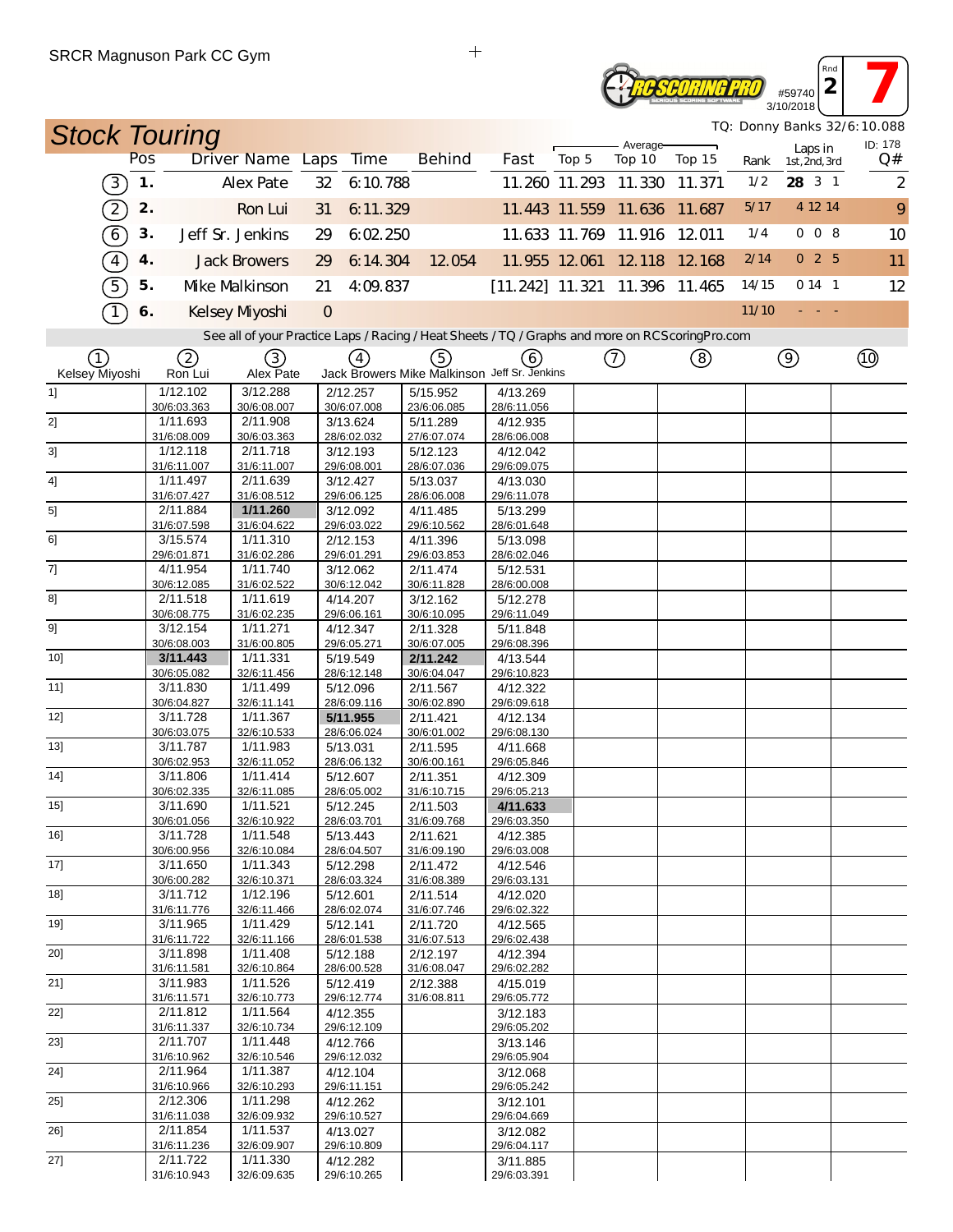SRCR Magnuson Park CC Gym

RC SCORING PRO — #59740 — 3/10/2018 — Rnd 2 — 7

## Stock Touring

TQ: Donny Banks 32/6:10.088

ID: 178

| | Pos | Driver Name | Laps | Time | Behind | Fast | Average Top 5 | Average Top 10 | Average Top 15 | Rank | Laps in 1st, 2nd, 3rd | Q# |
|---|---|---|---|---|---|---|---|---|---|---|---|---|
| (3) | 1. | Alex Pate | 32 | 6:10.788 | | 11.260 | 11.293 | 11.330 | 11.371 | 1/2 | **28** 3 1 | 2 |
| (2) | 2. | Ron Lui | 31 | 6:11.329 | | 11.443 | 11.559 | 11.636 | 11.687 | 5/17 | 4 12 14 | 9 |
| (6) | 3. | Jeff Sr. Jenkins | 29 | 6:02.250 | | 11.633 | 11.769 | 11.916 | 12.011 | 1/4 | 0 0 8 | 10 |
| (4) | 4. | Jack Browers | 29 | 6:14.304 | 12.054 | 11.955 | 12.061 | 12.118 | 12.168 | 2/14 | 0 2 5 | 11 |
| (5) | 5. | Mike Malkinson | 21 | 4:09.837 | | [11.242] | 11.321 | 11.396 | 11.465 | 14/15 | 0 14 1 | 12 |
| (1) | 6. | Kelsey Miyoshi | 0 | | | | | | | 11/10 | - - - | |

See all of your Practice Laps / Racing / Heat Sheets / TQ / Graphs and more on RCScoringPro.com

| | (1) Kelsey Miyoshi | (2) Ron Lui | (3) Alex Pate | (4) Jack Browers | (5) Mike Malkinson | (6) Jeff Sr. Jenkins | (7) | (8) | (9) | (10) |
|---|---|---|---|---|---|---|---|---|---|---|
| 1] | | 1/12.102 30/6:03.363 | 3/12.288 30/6:08.007 | 2/12.257 30/6:07.008 | 5/15.952 23/6:06.085 | 4/13.269 28/6:11.056 | | | | |
| 2] | | 1/11.693 31/6:08.009 | 2/11.908 30/6:03.363 | 3/13.624 28/6:02.032 | 5/11.289 27/6:07.074 | 4/12.935 28/6:06.008 | | | | |
| 3] | | 1/12.118 31/6:11.007 | 2/11.718 31/6:11.007 | 3/12.193 29/6:08.001 | 5/12.123 28/6:07.036 | 4/12.042 29/6:09.075 | | | | |
| 4] | | 1/11.497 31/6:07.427 | 2/11.639 31/6:08.512 | 3/12.427 29/6:06.125 | 5/13.037 28/6:06.008 | 4/13.030 29/6:11.078 | | | | |
| 5] | | 2/11.884 31/6:07.598 | **1/11.260** 31/6:04.622 | 3/12.092 29/6:03.022 | 4/11.485 29/6:10.562 | 5/13.299 28/6:01.648 | | | | |
| 6] | | 3/15.574 29/6:01.871 | 1/11.310 31/6:02.286 | 2/12.153 29/6:01.291 | 4/11.396 29/6:03.853 | 5/13.098 28/6:02.046 | | | | |
| 7] | | 4/11.954 30/6:12.085 | 1/11.740 31/6:02.522 | 3/12.062 30/6:12.042 | 2/11.474 30/6:11.828 | 5/12.531 28/6:00.008 | | | | |
| 8] | | 2/11.518 30/6:08.775 | 1/11.619 31/6:02.235 | 4/14.207 29/6:06.161 | 3/12.162 30/6:10.095 | 5/12.278 29/6:11.049 | | | | |
| 9] | | 3/12.154 30/6:08.003 | 1/11.271 31/6:00.805 | 4/12.347 29/6:05.271 | 2/11.328 30/6:07.005 | 5/11.848 29/6:08.396 | | | | |
| 10] | | **3/11.443** 30/6:05.082 | 1/11.331 32/6:11.456 | 5/19.549 28/6:12.148 | **2/11.242** 30/6:04.047 | 4/13.544 29/6:10.823 | | | | |
| 11] | | 3/11.830 30/6:04.827 | 1/11.499 32/6:11.141 | 5/12.096 28/6:09.116 | 2/11.567 30/6:02.890 | 4/12.322 29/6:09.618 | | | | |
| 12] | | 3/11.728 30/6:03.075 | 1/11.367 32/6:10.533 | **5/11.955** 28/6:06.024 | 2/11.421 30/6:01.002 | 4/12.134 29/6:08.130 | | | | |
| 13] | | 3/11.787 30/6:02.953 | 1/11.983 32/6:11.052 | 5/13.031 28/6:06.132 | 2/11.595 30/6:00.161 | 4/11.668 29/6:05.846 | | | | |
| 14] | | 3/11.806 30/6:02.335 | 1/11.414 32/6:11.085 | 5/12.607 28/6:05.002 | 2/11.351 31/6:10.715 | 4/12.309 29/6:05.213 | | | | |
| 15] | | 3/11.690 30/6:01.056 | 1/11.521 32/6:10.922 | 5/12.245 28/6:03.701 | 2/11.503 31/6:09.768 | **4/11.633** 29/6:03.350 | | | | |
| 16] | | 3/11.728 30/6:00.956 | 1/11.548 32/6:10.084 | 5/13.443 28/6:04.507 | 2/11.621 31/6:09.190 | 4/12.385 29/6:03.008 | | | | |
| 17] | | 3/11.650 30/6:00.282 | 1/11.343 32/6:10.371 | 5/12.298 28/6:03.324 | 2/11.472 31/6:08.389 | 4/12.546 29/6:03.131 | | | | |
| 18] | | 3/11.712 31/6:11.776 | 1/12.196 32/6:11.466 | 5/12.601 28/6:02.074 | 2/11.514 31/6:07.746 | 4/12.020 29/6:02.322 | | | | |
| 19] | | 3/11.965 31/6:11.722 | 1/11.429 32/6:11.166 | 5/12.141 28/6:01.538 | 2/11.720 31/6:07.513 | 4/12.565 29/6:02.438 | | | | |
| 20] | | 3/11.898 31/6:11.581 | 1/11.408 32/6:10.864 | 5/12.188 28/6:00.528 | 2/12.197 31/6:08.047 | 4/12.394 29/6:02.282 | | | | |
| 21] | | 3/11.983 31/6:11.571 | 1/11.526 32/6:10.773 | 5/12.419 29/6:12.774 | 2/12.388 31/6:08.811 | 4/15.019 29/6:05.772 | | | | |
| 22] | | 2/11.812 31/6:11.337 | 1/11.564 32/6:10.734 | 4/12.355 29/6:12.109 | | 3/12.183 29/6:05.202 | | | | |
| 23] | | 2/11.707 31/6:10.962 | 1/11.448 32/6:10.546 | 4/12.766 29/6:12.032 | | 3/13.146 29/6:05.904 | | | | |
| 24] | | 2/11.964 31/6:10.966 | 1/11.387 32/6:10.293 | 4/12.104 29/6:11.151 | | 3/12.068 29/6:05.242 | | | | |
| 25] | | 2/12.306 31/6:11.038 | 1/11.298 32/6:09.932 | 4/12.262 29/6:10.527 | | 3/12.101 29/6:04.669 | | | | |
| 26] | | 2/11.854 31/6:11.236 | 1/11.537 32/6:09.907 | 4/13.027 29/6:10.809 | | 3/12.082 29/6:04.117 | | | | |
| 27] | | 2/11.722 31/6:10.943 | 1/11.330 32/6:09.635 | 4/12.282 29/6:10.265 | | 3/11.885 29/6:03.391 | | | | |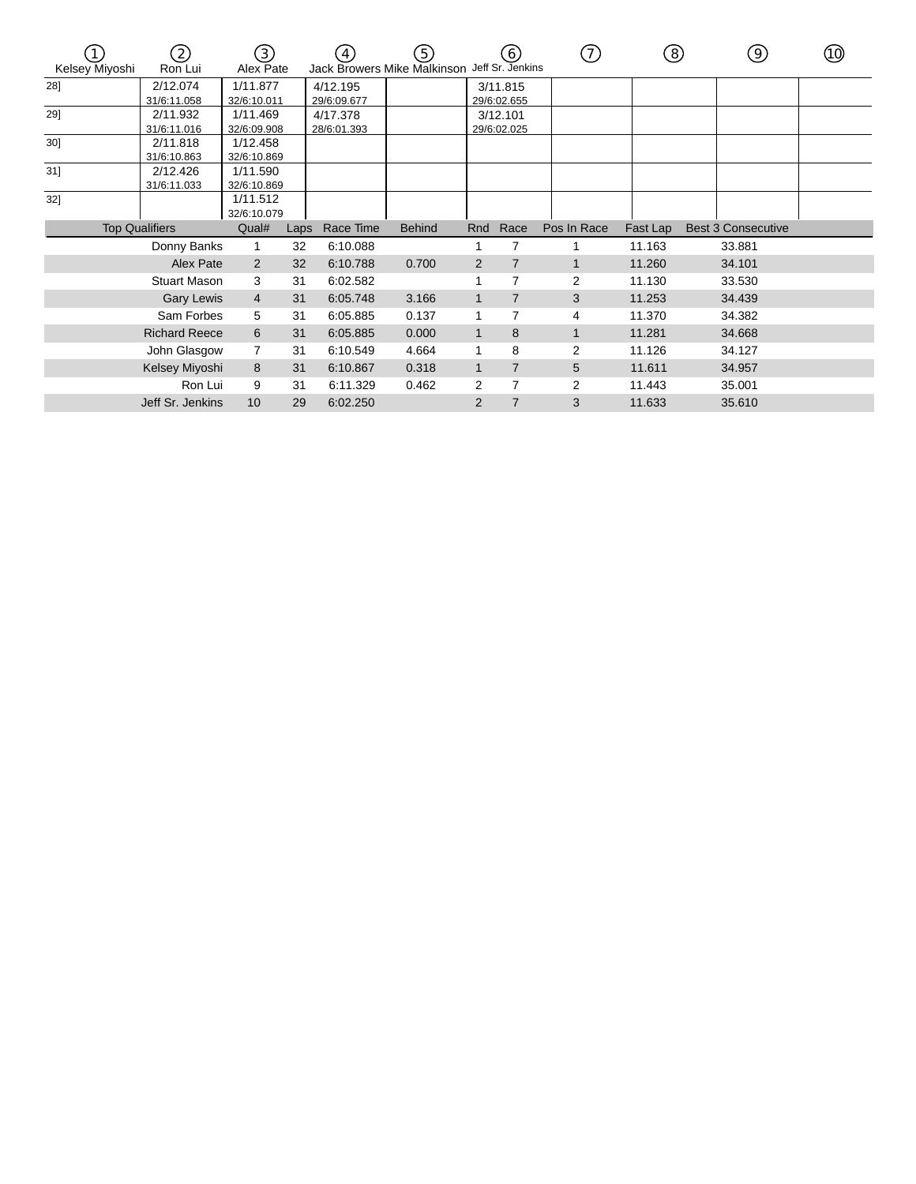| | ① Kelsey Miyoshi | ② Ron Lui | ③ Alex Pate | ④ Jack Browers | ⑤ Mike Malkinson | ⑥ Jeff Sr. Jenkins | ⑦ | ⑧ | ⑨ | ⑩ |
|---|---|---|---|---|---|---|---|---|---|---|
| 28] | | 2/12.074 31/6:11.058 | 1/11.877 32/6:10.011 | 4/12.195 29/6:09.677 | | 3/11.815 29/6:02.655 | | | | |
| 29] | | 2/11.932 31/6:11.016 | 1/11.469 32/6:09.908 | 4/17.378 28/6:01.393 | | 3/12.101 29/6:02.025 | | | | |
| 30] | | 2/11.818 31/6:10.863 | 1/12.458 32/6:10.869 | | | | | | | |
| 31] | | 2/12.426 31/6:11.033 | 1/11.590 32/6:10.869 | | | | | | | |
| 32] | | | 1/11.512 32/6:10.079 | | | | | | | |

| Top Qualifiers | Qual# | Laps | Race Time | Behind | Rnd | Race | Pos In Race | Fast Lap | Best 3 Consecutive |
|---|---|---|---|---|---|---|---|---|---|
| Donny Banks | 1 | 32 | 6:10.088 | | 1 | 7 | 1 | 11.163 | 33.881 |
| Alex Pate | 2 | 32 | 6:10.788 | 0.700 | 2 | 7 | 1 | 11.260 | 34.101 |
| Stuart Mason | 3 | 31 | 6:02.582 | | 1 | 7 | 2 | 11.130 | 33.530 |
| Gary Lewis | 4 | 31 | 6:05.748 | 3.166 | 1 | 7 | 3 | 11.253 | 34.439 |
| Sam Forbes | 5 | 31 | 6:05.885 | 0.137 | 1 | 7 | 4 | 11.370 | 34.382 |
| Richard Reece | 6 | 31 | 6:05.885 | 0.000 | 1 | 8 | 1 | 11.281 | 34.668 |
| John Glasgow | 7 | 31 | 6:10.549 | 4.664 | 1 | 8 | 2 | 11.126 | 34.127 |
| Kelsey Miyoshi | 8 | 31 | 6:10.867 | 0.318 | 1 | 7 | 5 | 11.611 | 34.957 |
| Ron Lui | 9 | 31 | 6:11.329 | 0.462 | 2 | 7 | 2 | 11.443 | 35.001 |
| Jeff Sr. Jenkins | 10 | 29 | 6:02.250 | | 2 | 7 | 3 | 11.633 | 35.610 |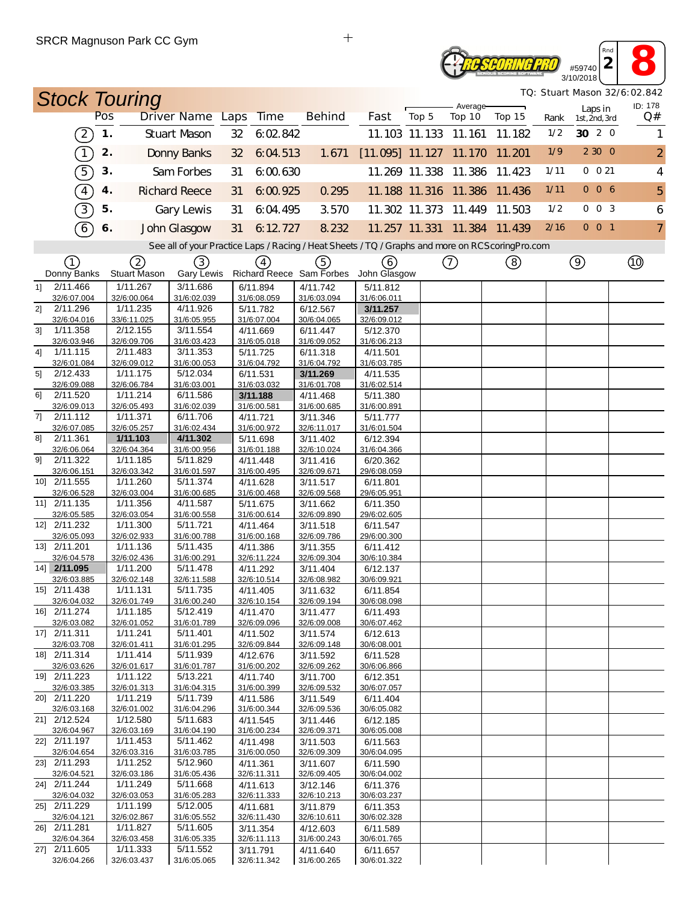SRCR Magnuson Park CC Gym

#59740 3/10/2018 Rnd 2 — 8

TQ: Stuart Mason 32/6:02.842

## Stock Touring

ID: 178

| | Pos | Driver Name | Laps | Time | Behind | Fast | Average Top 5 | Average Top 10 | Average Top 15 | Rank | Laps in 1st, 2nd, 3rd | Q# |
|---|---|---|---|---|---|---|---|---|---|---|---|---|
| (2) | 1. | Stuart Mason | 32 | 6:02.842 | | 11.103 | 11.133 | 11.161 | 11.182 | 1/2 | **30** 2 0 | 1 |
| (1) | 2. | Donny Banks | 32 | 6:04.513 | 1.671 | [11.095] | 11.127 | 11.170 | 11.201 | 1/9 | 2 30 0 | 2 |
| (5) | 3. | Sam Forbes | 31 | 6:00.630 | | 11.269 | 11.338 | 11.386 | 11.423 | 1/11 | 0 0 21 | 4 |
| (4) | 4. | Richard Reece | 31 | 6:00.925 | 0.295 | 11.188 | 11.316 | 11.386 | 11.436 | 1/11 | 0 0 6 | 5 |
| (3) | 5. | Gary Lewis | 31 | 6:04.495 | 3.570 | 11.302 | 11.373 | 11.449 | 11.503 | 1/2 | 0 0 3 | 6 |
| (6) | 6. | John Glasgow | 31 | 6:12.727 | 8.232 | 11.257 | 11.331 | 11.384 | 11.439 | 2/16 | 0 0 1 | 7 |

See all of your Practice Laps / Racing / Heat Sheets / TQ / Graphs and more on RCScoringPro.com

| Lap | (1) Donny Banks | (2) Stuart Mason | (3) Gary Lewis | (4) Richard Reece | (5) Sam Forbes | (6) John Glasgow | (7) | (8) | (9) | (10) |
|---|---|---|---|---|---|---|---|---|---|---|
| 1] | 2/11.466 32/6:07.004 | 1/11.267 32/6:00.064 | 3/11.686 31/6:02.039 | 6/11.894 31/6:08.059 | 4/11.742 31/6:03.094 | 5/11.812 31/6:06.011 | | | | |
| 2] | 2/11.296 32/6:04.016 | 1/11.235 33/6:11.025 | 4/11.926 31/6:05.955 | 5/11.782 31/6:07.004 | 6/12.567 30/6:04.065 | **3/11.257** 32/6:09.012 | | | | |
| 3] | 1/11.358 32/6:03.946 | 2/12.155 32/6:09.706 | 3/11.554 31/6:03.423 | 4/11.669 31/6:05.018 | 6/11.447 31/6:09.052 | 5/12.370 31/6:06.213 | | | | |
| 4] | 1/11.115 32/6:01.084 | 2/11.483 32/6:09.012 | 3/11.353 31/6:00.053 | 5/11.725 31/6:04.792 | 6/11.318 31/6:04.792 | 4/11.501 31/6:03.785 | | | | |
| 5] | 2/12.433 32/6:09.088 | 1/11.175 32/6:06.784 | 5/12.034 31/6:03.001 | 6/11.531 31/6:03.032 | **3/11.269** 31/6:01.708 | 4/11.535 31/6:02.514 | | | | |
| 6] | 2/11.520 32/6:09.013 | 1/11.214 32/6:05.493 | 6/11.586 31/6:02.039 | **3/11.188** 31/6:00.581 | 4/11.468 31/6:00.685 | 5/11.380 31/6:00.891 | | | | |
| 7] | 2/11.112 32/6:07.085 | 1/11.371 32/6:05.257 | 6/11.706 31/6:02.434 | 4/11.721 31/6:00.972 | 3/11.346 32/6:11.017 | 5/11.777 31/6:01.504 | | | | |
| 8] | 2/11.361 32/6:06.064 | **1/11.103** 32/6:04.364 | **4/11.302** 31/6:00.956 | 5/11.698 31/6:01.188 | 3/11.402 32/6:10.024 | 6/12.394 31/6:04.366 | | | | |
| 9] | 2/11.322 32/6:06.151 | 1/11.185 32/6:03.342 | 5/11.829 31/6:01.597 | 4/11.448 31/6:00.495 | 3/11.416 32/6:09.671 | 6/20.362 29/6:08.059 | | | | |
| 10] | 2/11.555 32/6:06.528 | 1/11.260 32/6:03.004 | 5/11.374 31/6:00.685 | 4/11.628 31/6:00.468 | 3/11.517 32/6:09.568 | 6/11.801 29/6:05.951 | | | | |
| 11] | 2/11.135 32/6:05.585 | 1/11.356 32/6:03.054 | 4/11.587 31/6:00.558 | 5/11.675 31/6:00.614 | 3/11.662 32/6:09.890 | 6/11.350 29/6:02.605 | | | | |
| 12] | 2/11.232 32/6:05.093 | 1/11.300 32/6:02.933 | 5/11.721 31/6:00.788 | 4/11.464 31/6:00.168 | 3/11.518 32/6:09.786 | 6/11.547 29/6:00.300 | | | | |
| 13] | 2/11.201 32/6:04.578 | 1/11.136 32/6:02.436 | 5/11.435 31/6:00.291 | 4/11.386 32/6:11.224 | 3/11.355 32/6:09.304 | 6/11.412 30/6:10.384 | | | | |
| 14] | **2/11.095** 32/6:03.885 | 1/11.200 32/6:02.148 | 5/11.478 32/6:11.588 | 4/11.292 32/6:10.514 | 3/11.404 32/6:08.982 | 6/12.137 30/6:09.921 | | | | |
| 15] | 2/11.438 32/6:04.032 | 1/11.131 32/6:01.749 | 5/11.735 31/6:00.240 | 4/11.405 32/6:10.154 | 3/11.632 32/6:09.194 | 6/11.854 30/6:08.098 | | | | |
| 16] | 2/11.274 32/6:03.082 | 1/11.185 32/6:01.052 | 5/12.419 31/6:01.789 | 4/11.470 32/6:09.096 | 3/11.477 32/6:09.008 | 6/11.493 30/6:07.462 | | | | |
| 17] | 2/11.311 32/6:03.708 | 1/11.241 32/6:01.411 | 5/11.401 31/6:01.295 | 4/11.502 32/6:09.844 | 3/11.574 32/6:09.148 | 6/12.613 30/6:08.001 | | | | |
| 18] | 2/11.314 32/6:03.626 | 1/11.414 32/6:01.617 | 5/11.939 31/6:01.787 | 4/12.676 31/6:00.202 | 3/11.592 32/6:09.262 | 6/11.528 30/6:06.866 | | | | |
| 19] | 2/11.223 32/6:03.385 | 1/11.122 32/6:01.313 | 5/13.221 31/6:04.315 | 4/11.740 31/6:00.399 | 3/11.700 32/6:09.532 | 6/12.351 30/6:07.057 | | | | |
| 20] | 2/11.220 32/6:03.168 | 1/11.219 32/6:01.002 | 5/11.739 31/6:04.296 | 4/11.586 31/6:00.344 | 3/11.549 32/6:09.536 | 6/11.404 30/6:05.082 | | | | |
| 21] | 2/12.524 32/6:04.967 | 1/12.580 32/6:03.169 | 5/11.683 31/6:04.190 | 4/11.545 31/6:00.234 | 3/11.446 32/6:09.371 | 6/12.185 30/6:05.008 | | | | |
| 22] | 2/11.197 32/6:04.654 | 1/11.453 32/6:03.316 | 5/11.462 31/6:03.785 | 4/11.498 31/6:00.050 | 3/11.503 32/6:09.309 | 6/11.563 30/6:04.095 | | | | |
| 23] | 2/11.293 32/6:04.521 | 1/11.252 32/6:03.186 | 5/12.960 31/6:05.436 | 4/11.361 32/6:11.311 | 3/11.607 32/6:09.405 | 6/11.590 30/6:04.002 | | | | |
| 24] | 2/11.244 32/6:04.032 | 1/11.249 32/6:03.053 | 5/11.668 31/6:05.283 | 4/11.613 32/6:11.333 | 3/12.146 32/6:10.213 | 6/11.376 30/6:03.237 | | | | |
| 25] | 2/11.229 32/6:04.121 | 1/11.199 32/6:02.867 | 5/12.005 31/6:05.552 | 4/11.681 32/6:11.430 | 3/11.879 32/6:10.611 | 6/11.353 30/6:02.328 | | | | |
| 26] | 2/11.281 32/6:04.364 | 1/11.827 32/6:03.458 | 5/11.605 31/6:05.335 | 3/11.354 32/6:11.113 | 4/12.603 31/6:00.243 | 6/11.589 30/6:01.765 | | | | |
| 27] | 2/11.605 32/6:04.266 | 1/11.333 32/6:03.437 | 5/11.552 31/6:05.065 | 3/11.791 32/6:11.342 | 4/11.640 31/6:00.265 | 6/11.657 30/6:01.322 | | | | |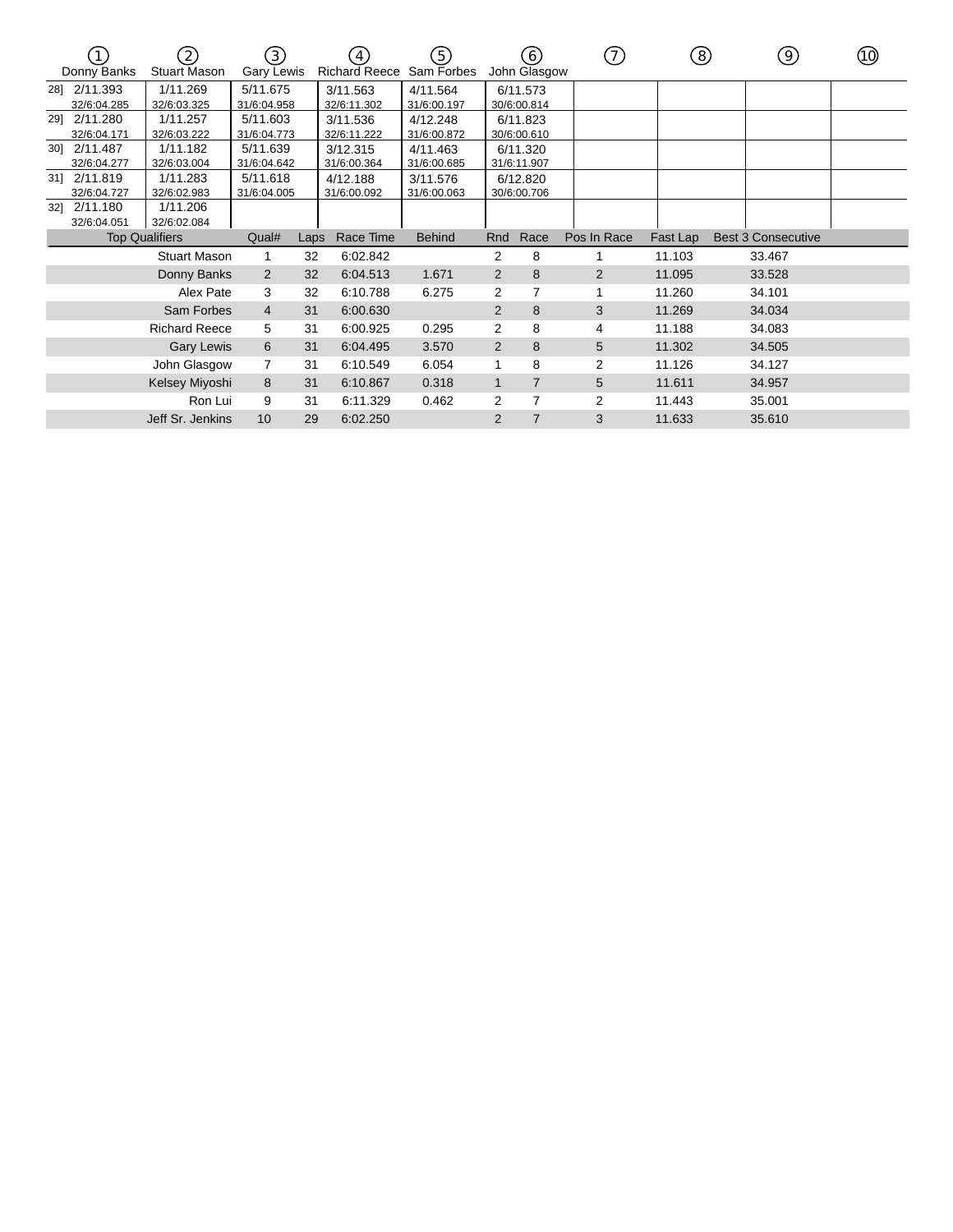| | ① Donny Banks | ② Stuart Mason | ③ Gary Lewis | ④ Richard Reece | ⑤ Sam Forbes | ⑥ John Glasgow | ⑦ | ⑧ | ⑨ | ⑩ |
|---|---|---|---|---|---|---|---|---|---|---|
| 28] | 2/11.393<br>32/6:04.285 | 1/11.269<br>32/6:03.325 | 5/11.675<br>31/6:04.958 | 3/11.563<br>32/6:11.302 | 4/11.564<br>31/6:00.197 | 6/11.573<br>30/6:00.814 | | | | |
| 29] | 2/11.280<br>32/6:04.171 | 1/11.257<br>32/6:03.222 | 5/11.603<br>31/6:04.773 | 3/11.536<br>32/6:11.222 | 4/12.248<br>31/6:00.872 | 6/11.823<br>30/6:00.610 | | | | |
| 30] | 2/11.487<br>32/6:04.277 | 1/11.182<br>32/6:03.004 | 5/11.639<br>31/6:04.642 | 3/12.315<br>31/6:00.364 | 4/11.463<br>31/6:00.685 | 6/11.320<br>31/6:11.907 | | | | |
| 31] | 2/11.819<br>32/6:04.727 | 1/11.283<br>32/6:02.983 | 5/11.618<br>31/6:04.005 | 4/12.188<br>31/6:00.092 | 3/11.576<br>31/6:00.063 | 6/12.820<br>30/6:00.706 | | | | |
| 32] | 2/11.180<br>32/6:04.051 | 1/11.206<br>32/6:02.084 | | | | | | | | |

| Top Qualifiers | Qual# | Laps | Race Time | Behind | Rnd | Race | Pos In Race | Fast Lap | Best 3 Consecutive |
|---|---|---|---|---|---|---|---|---|---|
| Stuart Mason | 1 | 32 | 6:02.842 | | 2 | 8 | 1 | 11.103 | 33.467 |
| Donny Banks | 2 | 32 | 6:04.513 | 1.671 | 2 | 8 | 2 | 11.095 | 33.528 |
| Alex Pate | 3 | 32 | 6:10.788 | 6.275 | 2 | 7 | 1 | 11.260 | 34.101 |
| Sam Forbes | 4 | 31 | 6:00.630 | | 2 | 8 | 3 | 11.269 | 34.034 |
| Richard Reece | 5 | 31 | 6:00.925 | 0.295 | 2 | 8 | 4 | 11.188 | 34.083 |
| Gary Lewis | 6 | 31 | 6:04.495 | 3.570 | 2 | 8 | 5 | 11.302 | 34.505 |
| John Glasgow | 7 | 31 | 6:10.549 | 6.054 | 1 | 8 | 2 | 11.126 | 34.127 |
| Kelsey Miyoshi | 8 | 31 | 6:10.867 | 0.318 | 1 | 7 | 5 | 11.611 | 34.957 |
| Ron Lui | 9 | 31 | 6:11.329 | 0.462 | 2 | 7 | 2 | 11.443 | 35.001 |
| Jeff Sr. Jenkins | 10 | 29 | 6:02.250 | | 2 | 7 | 3 | 11.633 | 35.610 |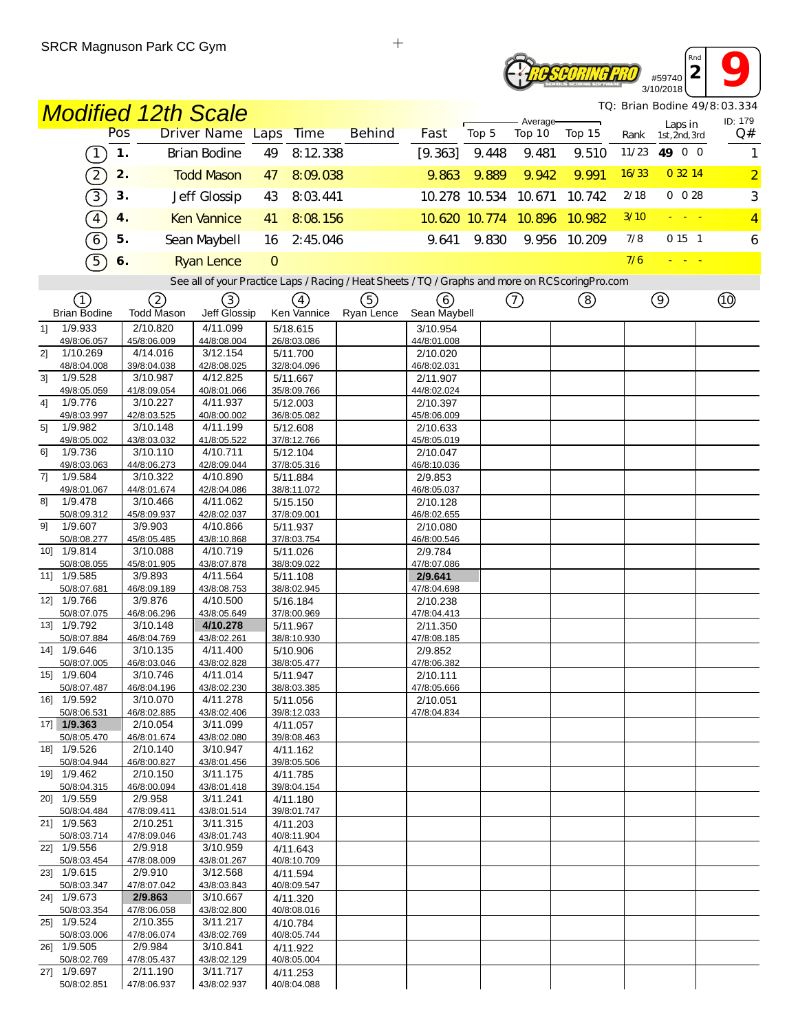SRCR Magnuson Park CC Gym

#59740 3/10/2018 Rnd 2 — 9

# Modified 12th Scale

TQ: Brian Bodine 49/8:03.334

ID: 179

| | Pos | Driver Name | Laps | Time | Behind | Fast | Top 5 | Average Top 10 | Top 15 | Rank | Laps in 1st, 2nd, 3rd | Q# |
|---|---|---|---|---|---|---|---|---|---|---|---|---|
| 1 | 1. | Brian Bodine | 49 | 8:12.338 | | [9.363] | 9.448 | 9.481 | 9.510 | 11/23 | 49 0 0 | 1 |
| 2 | 2. | Todd Mason | 47 | 8:09.038 | | 9.863 | 9.889 | 9.942 | 9.991 | 16/33 | 0 32 14 | 2 |
| 3 | 3. | Jeff Glossip | 43 | 8:03.441 | | 10.278 | 10.534 | 10.671 | 10.742 | 2/18 | 0 0 28 | 3 |
| 4 | 4. | Ken Vannice | 41 | 8:08.156 | | 10.620 | 10.774 | 10.896 | 10.982 | 3/10 | - - - | 4 |
| 6 | 5. | Sean Maybell | 16 | 2:45.046 | | 9.641 | 9.830 | 9.956 | 10.209 | 7/8 | 0 15 1 | 6 |
| 5 | 6. | Ryan Lence | 0 | | | | | | | 7/6 | - - - | |

See all of your Practice Laps / Racing / Heat Sheets / TQ / Graphs and more on RCScoringPro.com

| Lap | 1 Brian Bodine | 2 Todd Mason | 3 Jeff Glossip | 4 Ken Vannice | 5 Ryan Lence | 6 Sean Maybell | 7 | 8 | 9 | 10 |
|---|---|---|---|---|---|---|---|---|---|---|
| 1] | 1/9.933 49/8:06.057 | 2/10.820 45/8:06.009 | 4/11.099 44/8:08.004 | 5/18.615 26/8:03.086 | | 3/10.954 44/8:01.008 | | | | |
| 2] | 1/10.269 48/8:04.008 | 4/14.016 39/8:04.038 | 3/12.154 42/8:08.025 | 5/11.700 32/8:04.096 | | 2/10.020 46/8:02.031 | | | | |
| 3] | 1/9.528 49/8:05.059 | 3/10.987 41/8:09.054 | 4/12.825 40/8:01.066 | 5/11.667 35/8:09.766 | | 2/11.907 44/8:02.024 | | | | |
| 4] | 1/9.776 49/8:03.997 | 3/10.227 42/8:03.525 | 4/11.937 40/8:00.002 | 5/12.003 36/8:05.082 | | 2/10.397 45/8:06.009 | | | | |
| 5] | 1/9.982 49/8:05.002 | 3/10.148 43/8:03.032 | 4/11.199 41/8:05.522 | 5/12.608 37/8:12.766 | | 2/10.633 45/8:05.019 | | | | |
| 6] | 1/9.736 49/8:03.063 | 3/10.110 44/8:06.273 | 4/10.711 42/8:09.044 | 5/12.104 37/8:05.316 | | 2/10.047 46/8:10.036 | | | | |
| 7] | 1/9.584 49/8:01.067 | 3/10.322 44/8:01.674 | 4/10.890 42/8:04.086 | 5/11.884 38/8:11.072 | | 2/9.853 46/8:05.037 | | | | |
| 8] | 1/9.478 50/8:09.312 | 3/10.466 45/8:09.937 | 4/11.062 42/8:02.037 | 5/15.150 37/8:09.001 | | 2/10.128 46/8:02.655 | | | | |
| 9] | 1/9.607 50/8:08.277 | 3/9.903 45/8:05.485 | 4/10.866 43/8:10.868 | 5/11.937 37/8:03.754 | | 2/10.080 46/8:00.546 | | | | |
| 10] | 1/9.814 50/8:08.055 | 3/10.088 45/8:01.905 | 4/10.719 43/8:07.878 | 5/11.026 38/8:09.022 | | 2/9.784 47/8:07.086 | | | | |
| 11] | 1/9.585 50/8:07.681 | 3/9.893 46/8:09.189 | 4/11.564 43/8:08.753 | 5/11.108 38/8:02.945 | | **2/9.641** 47/8:04.698 | | | | |
| 12] | 1/9.766 50/8:07.075 | 3/9.876 46/8:06.296 | 4/10.500 43/8:05.649 | 5/16.184 37/8:00.969 | | 2/10.238 47/8:04.413 | | | | |
| 13] | 1/9.792 50/8:07.884 | 3/10.148 46/8:04.769 | **4/10.278** 43/8:02.261 | 5/11.967 38/8:10.930 | | 2/11.350 47/8:08.185 | | | | |
| 14] | 1/9.646 50/8:07.005 | 3/10.135 46/8:03.046 | 4/11.400 43/8:02.828 | 5/10.906 38/8:05.477 | | 2/9.852 47/8:06.382 | | | | |
| 15] | 1/9.604 50/8:07.487 | 3/10.746 46/8:04.196 | 4/11.014 43/8:02.230 | 5/11.947 38/8:03.385 | | 2/10.111 47/8:05.666 | | | | |
| 16] | 1/9.592 50/8:06.531 | 3/10.070 46/8:02.885 | 4/11.278 43/8:02.406 | 5/11.056 39/8:12.033 | | 2/10.051 47/8:04.834 | | | | |
| 17] | **1/9.363** 50/8:05.470 | 2/10.054 46/8:01.674 | 3/11.099 43/8:02.080 | 4/11.057 39/8:08.463 | | | | | | |
| 18] | 1/9.526 50/8:04.944 | 2/10.140 46/8:00.827 | 3/10.947 43/8:01.456 | 4/11.162 39/8:05.506 | | | | | | |
| 19] | 1/9.462 50/8:04.315 | 2/10.150 46/8:00.094 | 3/11.175 43/8:01.418 | 4/11.785 39/8:04.154 | | | | | | |
| 20] | 1/9.559 50/8:04.484 | 2/9.958 47/8:09.411 | 3/11.241 43/8:01.514 | 4/11.180 39/8:01.747 | | | | | | |
| 21] | 1/9.563 50/8:03.714 | 2/10.251 47/8:09.046 | 3/11.315 43/8:01.743 | 4/11.203 40/8:11.904 | | | | | | |
| 22] | 1/9.556 50/8:03.454 | 2/9.918 47/8:08.009 | 3/10.959 43/8:01.267 | 4/11.643 40/8:10.709 | | | | | | |
| 23] | 1/9.615 50/8:03.347 | 2/9.910 47/8:07.042 | 3/12.568 43/8:03.843 | 4/11.594 40/8:09.547 | | | | | | |
| 24] | 1/9.673 50/8:03.354 | **2/9.863** 47/8:06.058 | 3/10.667 43/8:02.800 | 4/11.320 40/8:08.016 | | | | | | |
| 25] | 1/9.524 50/8:03.006 | 2/10.355 47/8:06.074 | 3/11.217 43/8:02.769 | 4/10.784 40/8:05.744 | | | | | | |
| 26] | 1/9.505 50/8:02.769 | 2/9.984 47/8:05.437 | 3/10.841 43/8:02.129 | 4/11.922 40/8:05.004 | | | | | | |
| 27] | 1/9.697 50/8:02.851 | 2/11.190 47/8:06.937 | 3/11.717 43/8:02.937 | 4/11.253 40/8:04.088 | | | | | | |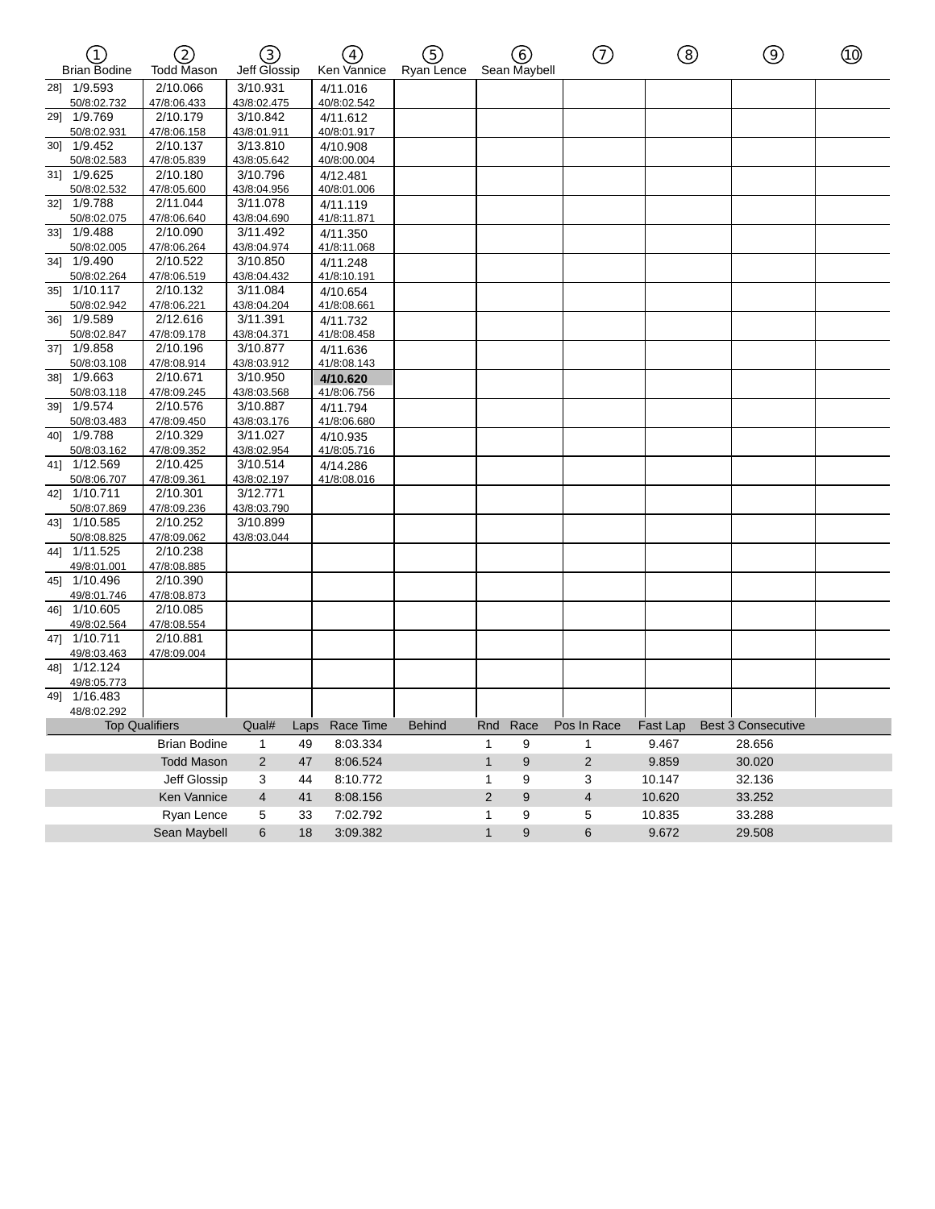| ① Brian Bodine | ② Todd Mason | ③ Jeff Glossip | ④ Ken Vannice | ⑤ Ryan Lence | ⑥ Sean Maybell | ⑦ | ⑧ | ⑨ | ⑩ |
|---|---|---|---|---|---|---|---|---|---|
| 28] 1/9.593 50/8:02.732 | 2/10.066 47/8:06.433 | 3/10.931 43/8:02.475 | 4/11.016 40/8:02.542 | | | | | | |
| 29] 1/9.769 50/8:02.931 | 2/10.179 47/8:06.158 | 3/10.842 43/8:01.911 | 4/11.612 40/8:01.917 | | | | | | |
| 30] 1/9.452 50/8:02.583 | 2/10.137 47/8:05.839 | 3/13.810 43/8:05.642 | 4/10.908 40/8:00.004 | | | | | | |
| 31] 1/9.625 50/8:02.532 | 2/10.180 47/8:05.600 | 3/10.796 43/8:04.956 | 4/12.481 40/8:01.006 | | | | | | |
| 32] 1/9.788 50/8:02.075 | 2/11.044 47/8:06.640 | 3/11.078 43/8:04.690 | 4/11.119 41/8:11.871 | | | | | | |
| 33] 1/9.488 50/8:02.005 | 2/10.090 47/8:06.264 | 3/11.492 43/8:04.974 | 4/11.350 41/8:11.068 | | | | | | |
| 34] 1/9.490 50/8:02.264 | 2/10.522 47/8:06.519 | 3/10.850 43/8:04.432 | 4/11.248 41/8:10.191 | | | | | | |
| 35] 1/10.117 50/8:02.942 | 2/10.132 47/8:06.221 | 3/11.084 43/8:04.204 | 4/10.654 41/8:08.661 | | | | | | |
| 36] 1/9.589 50/8:02.847 | 2/12.616 47/8:09.178 | 3/11.391 43/8:04.371 | 4/11.732 41/8:08.458 | | | | | | |
| 37] 1/9.858 50/8:03.108 | 2/10.196 47/8:08.914 | 3/10.877 43/8:03.912 | 4/11.636 41/8:08.143 | | | | | | |
| 38] 1/9.663 50/8:03.118 | 2/10.671 47/8:09.245 | 3/10.950 43/8:03.568 | **4/10.620** 41/8:06.756 | | | | | | |
| 39] 1/9.574 50/8:03.483 | 2/10.576 47/8:09.450 | 3/10.887 43/8:03.176 | 4/11.794 41/8:06.680 | | | | | | |
| 40] 1/9.788 50/8:03.162 | 2/10.329 47/8:09.352 | 3/11.027 43/8:02.954 | 4/10.935 41/8:05.716 | | | | | | |
| 41] 1/12.569 50/8:06.707 | 2/10.425 47/8:09.361 | 3/10.514 43/8:02.197 | 4/14.286 41/8:08.016 | | | | | | |
| 42] 1/10.711 50/8:07.869 | 2/10.301 47/8:09.236 | 3/12.771 43/8:03.790 | | | | | | | |
| 43] 1/10.585 50/8:08.825 | 2/10.252 47/8:09.062 | 3/10.899 43/8:03.044 | | | | | | | |
| 44] 1/11.525 49/8:01.001 | 2/10.238 47/8:08.885 | | | | | | | | |
| 45] 1/10.496 49/8:01.746 | 2/10.390 47/8:08.873 | | | | | | | | |
| 46] 1/10.605 49/8:02.564 | 2/10.085 47/8:08.554 | | | | | | | | |
| 47] 1/10.711 49/8:03.463 | 2/10.881 47/8:09.004 | | | | | | | | |
| 48] 1/12.124 49/8:05.773 | | | | | | | | | |
| 49] 1/16.483 48/8:02.292 | | | | | | | | | |

| Top Qualifiers | Qual# | Laps | Race Time | Behind | Rnd | Race | Pos In Race | Fast Lap | Best 3 Consecutive |
|---|---|---|---|---|---|---|---|---|---|
| Brian Bodine | 1 | 49 | 8:03.334 | | 1 | 9 | 1 | 9.467 | 28.656 |
| Todd Mason | 2 | 47 | 8:06.524 | | 1 | 9 | 2 | 9.859 | 30.020 |
| Jeff Glossip | 3 | 44 | 8:10.772 | | 1 | 9 | 3 | 10.147 | 32.136 |
| Ken Vannice | 4 | 41 | 8:08.156 | | 2 | 9 | 4 | 10.620 | 33.252 |
| Ryan Lence | 5 | 33 | 7:02.792 | | 1 | 9 | 5 | 10.835 | 33.288 |
| Sean Maybell | 6 | 18 | 3:09.382 | | 1 | 9 | 6 | 9.672 | 29.508 |